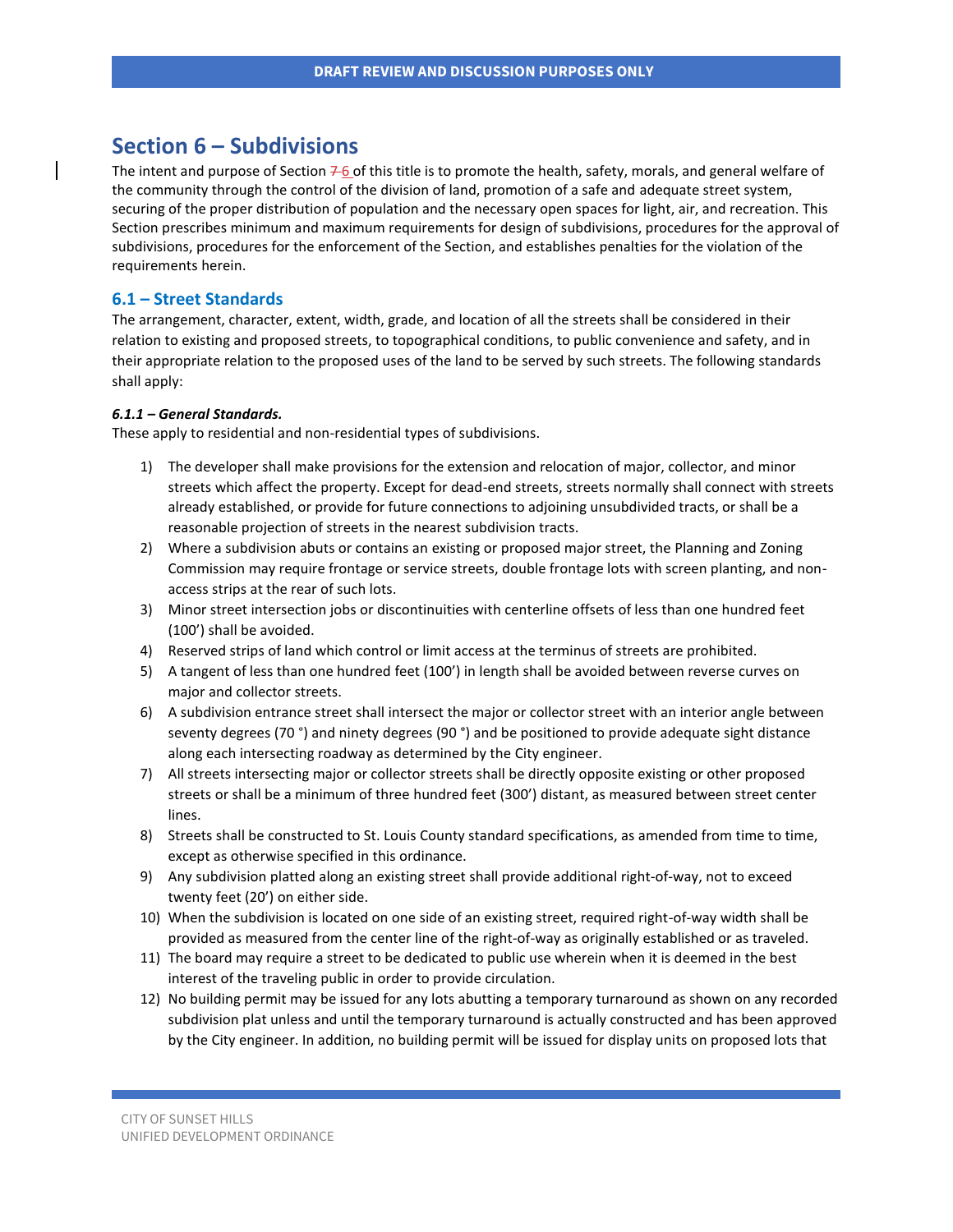# Section 6 – Subdivisions

The intent and purpose of Section ~~7~~ 6 of this title is to promote the health, safety, morals, and general welfare of the community through the control of the division of land, promotion of a safe and adequate street system, securing of the proper distribution of population and the necessary open spaces for light, air, and recreation. This Section prescribes minimum and maximum requirements for design of subdivisions, procedures for the approval of subdivisions, procedures for the enforcement of the Section, and establishes penalties for the violation of the requirements herein.

## 6.1 – Street Standards

The arrangement, character, extent, width, grade, and location of all the streets shall be considered in their relation to existing and proposed streets, to topographical conditions, to public convenience and safety, and in their appropriate relation to the proposed uses of the land to be served by such streets. The following standards shall apply:

***6.1.1 – General Standards.***

These apply to residential and non-residential types of subdivisions.

1) The developer shall make provisions for the extension and relocation of major, collector, and minor streets which affect the property. Except for dead-end streets, streets normally shall connect with streets already established, or provide for future connections to adjoining unsubdivided tracts, or shall be a reasonable projection of streets in the nearest subdivision tracts.
2) Where a subdivision abuts or contains an existing or proposed major street, the Planning and Zoning Commission may require frontage or service streets, double frontage lots with screen planting, and non-access strips at the rear of such lots.
3) Minor street intersection jobs or discontinuities with centerline offsets of less than one hundred feet (100') shall be avoided.
4) Reserved strips of land which control or limit access at the terminus of streets are prohibited.
5) A tangent of less than one hundred feet (100') in length shall be avoided between reverse curves on major and collector streets.
6) A subdivision entrance street shall intersect the major or collector street with an interior angle between seventy degrees (70 °) and ninety degrees (90 °) and be positioned to provide adequate sight distance along each intersecting roadway as determined by the City engineer.
7) All streets intersecting major or collector streets shall be directly opposite existing or other proposed streets or shall be a minimum of three hundred feet (300') distant, as measured between street center lines.
8) Streets shall be constructed to St. Louis County standard specifications, as amended from time to time, except as otherwise specified in this ordinance.
9) Any subdivision platted along an existing street shall provide additional right-of-way, not to exceed twenty feet (20') on either side.
10) When the subdivision is located on one side of an existing street, required right-of-way width shall be provided as measured from the center line of the right-of-way as originally established or as traveled.
11) The board may require a street to be dedicated to public use wherein when it is deemed in the best interest of the traveling public in order to provide circulation.
12) No building permit may be issued for any lots abutting a temporary turnaround as shown on any recorded subdivision plat unless and until the temporary turnaround is actually constructed and has been approved by the City engineer. In addition, no building permit will be issued for display units on proposed lots that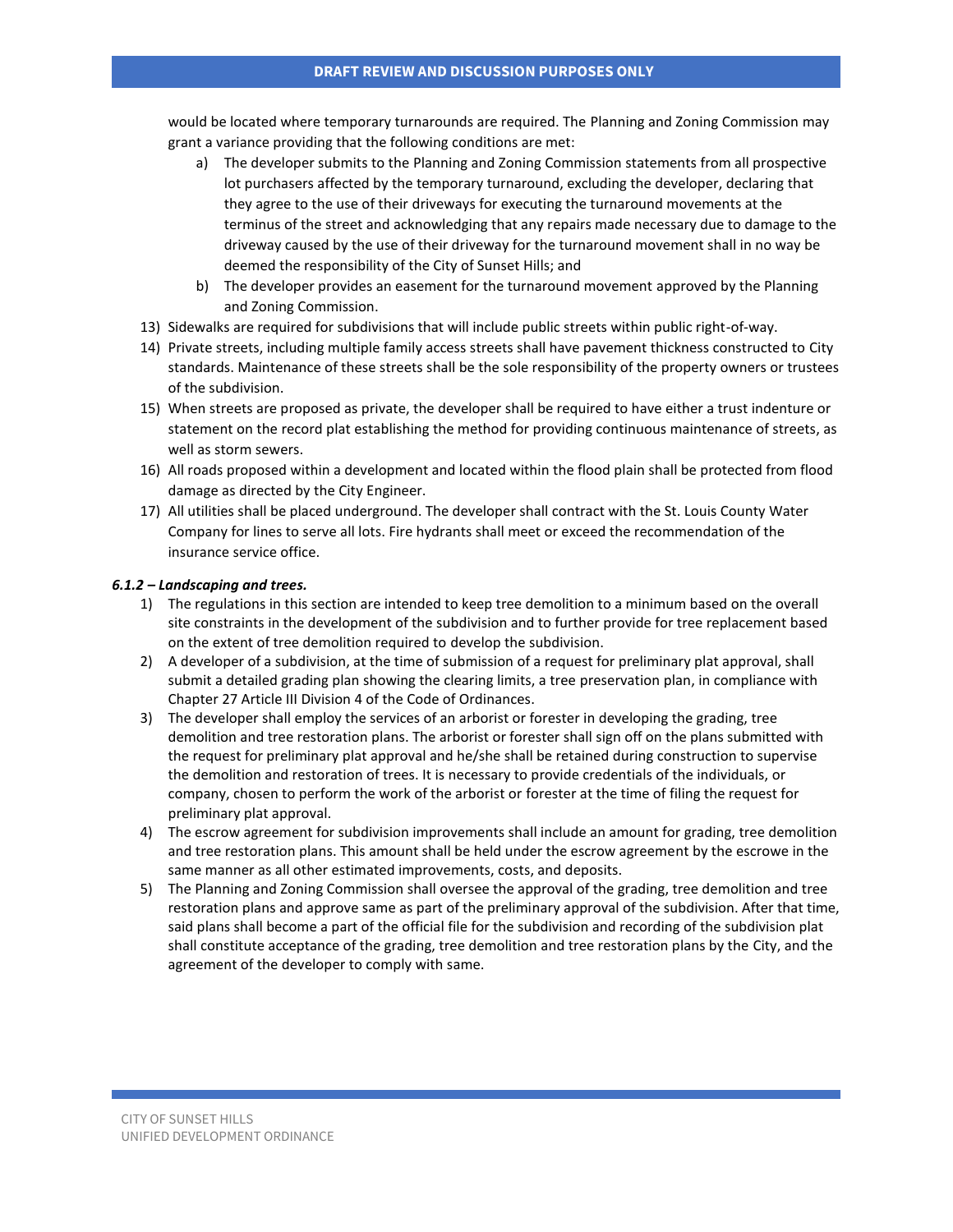would be located where temporary turnarounds are required. The Planning and Zoning Commission may grant a variance providing that the following conditions are met:

a) The developer submits to the Planning and Zoning Commission statements from all prospective lot purchasers affected by the temporary turnaround, excluding the developer, declaring that they agree to the use of their driveways for executing the turnaround movements at the terminus of the street and acknowledging that any repairs made necessary due to damage to the driveway caused by the use of their driveway for the turnaround movement shall in no way be deemed the responsibility of the City of Sunset Hills; and

b) The developer provides an easement for the turnaround movement approved by the Planning and Zoning Commission.

13) Sidewalks are required for subdivisions that will include public streets within public right-of-way.

14) Private streets, including multiple family access streets shall have pavement thickness constructed to City standards. Maintenance of these streets shall be the sole responsibility of the property owners or trustees of the subdivision.

15) When streets are proposed as private, the developer shall be required to have either a trust indenture or statement on the record plat establishing the method for providing continuous maintenance of streets, as well as storm sewers.

16) All roads proposed within a development and located within the flood plain shall be protected from flood damage as directed by the City Engineer.

17) All utilities shall be placed underground. The developer shall contract with the St. Louis County Water Company for lines to serve all lots. Fire hydrants shall meet or exceed the recommendation of the insurance service office.

***6.1.2 – Landscaping and trees.***

1) The regulations in this section are intended to keep tree demolition to a minimum based on the overall site constraints in the development of the subdivision and to further provide for tree replacement based on the extent of tree demolition required to develop the subdivision.

2) A developer of a subdivision, at the time of submission of a request for preliminary plat approval, shall submit a detailed grading plan showing the clearing limits, a tree preservation plan, in compliance with Chapter 27 Article III Division 4 of the Code of Ordinances.

3) The developer shall employ the services of an arborist or forester in developing the grading, tree demolition and tree restoration plans. The arborist or forester shall sign off on the plans submitted with the request for preliminary plat approval and he/she shall be retained during construction to supervise the demolition and restoration of trees. It is necessary to provide credentials of the individuals, or company, chosen to perform the work of the arborist or forester at the time of filing the request for preliminary plat approval.

4) The escrow agreement for subdivision improvements shall include an amount for grading, tree demolition and tree restoration plans. This amount shall be held under the escrow agreement by the escrowe in the same manner as all other estimated improvements, costs, and deposits.

5) The Planning and Zoning Commission shall oversee the approval of the grading, tree demolition and tree restoration plans and approve same as part of the preliminary approval of the subdivision. After that time, said plans shall become a part of the official file for the subdivision and recording of the subdivision plat shall constitute acceptance of the grading, tree demolition and tree restoration plans by the City, and the agreement of the developer to comply with same.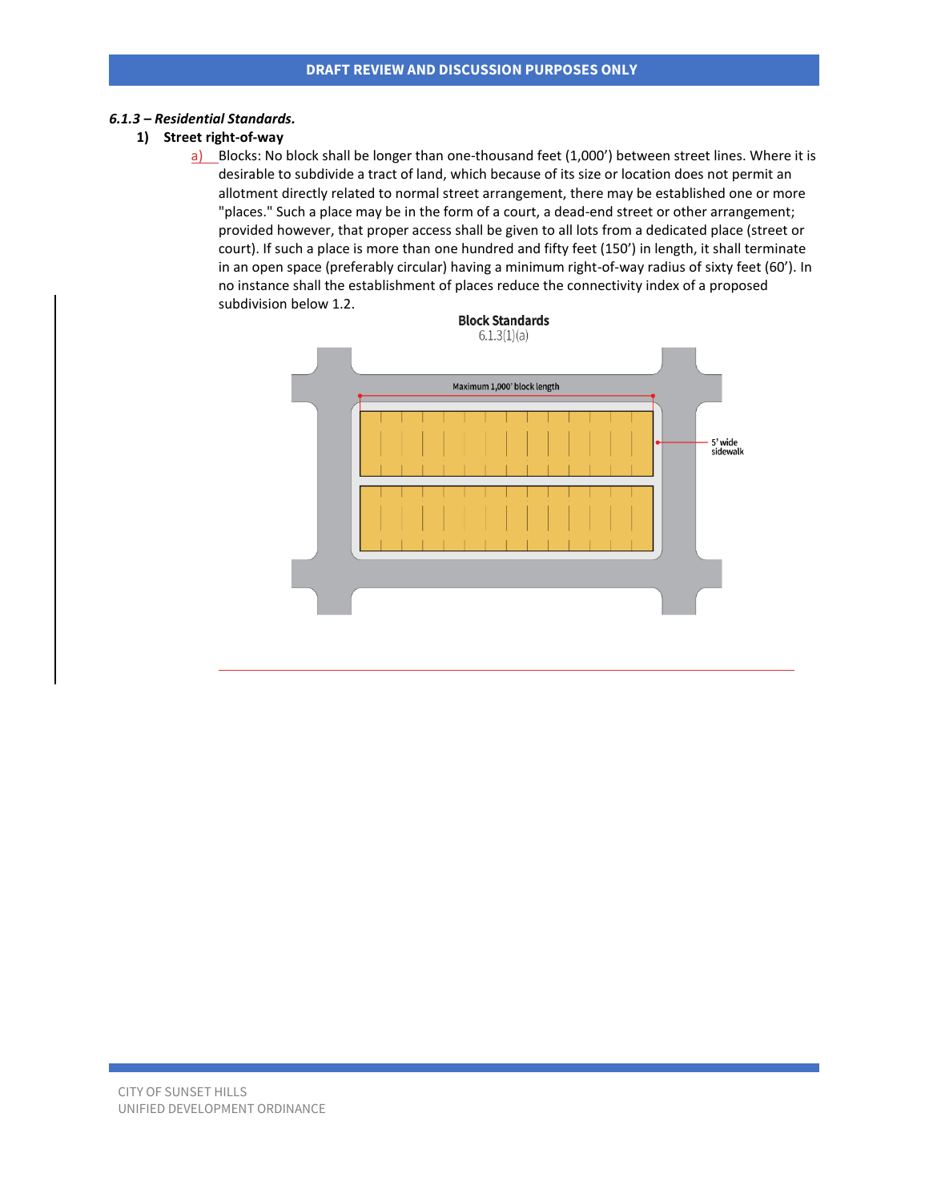DRAFT REVIEW AND DISCUSSION PURPOSES ONLY

***6.1.3 – Residential Standards.***

**1) Street right-of-way**

a) Blocks: No block shall be longer than one-thousand feet (1,000') between street lines. Where it is desirable to subdivide a tract of land, which because of its size or location does not permit an allotment directly related to normal street arrangement, there may be established one or more "places." Such a place may be in the form of a court, a dead-end street or other arrangement; provided however, that proper access shall be given to all lots from a dedicated place (street or court). If such a place is more than one hundred and fifty feet (150') in length, it shall terminate in an open space (preferably circular) having a minimum right-of-way radius of sixty feet (60'). In no instance shall the establishment of places reduce the connectivity index of a proposed subdivision below 1.2.

**Block Standards**
6.1.3(1)(a)

Maximum 1,000' block length

5' wide sidewalk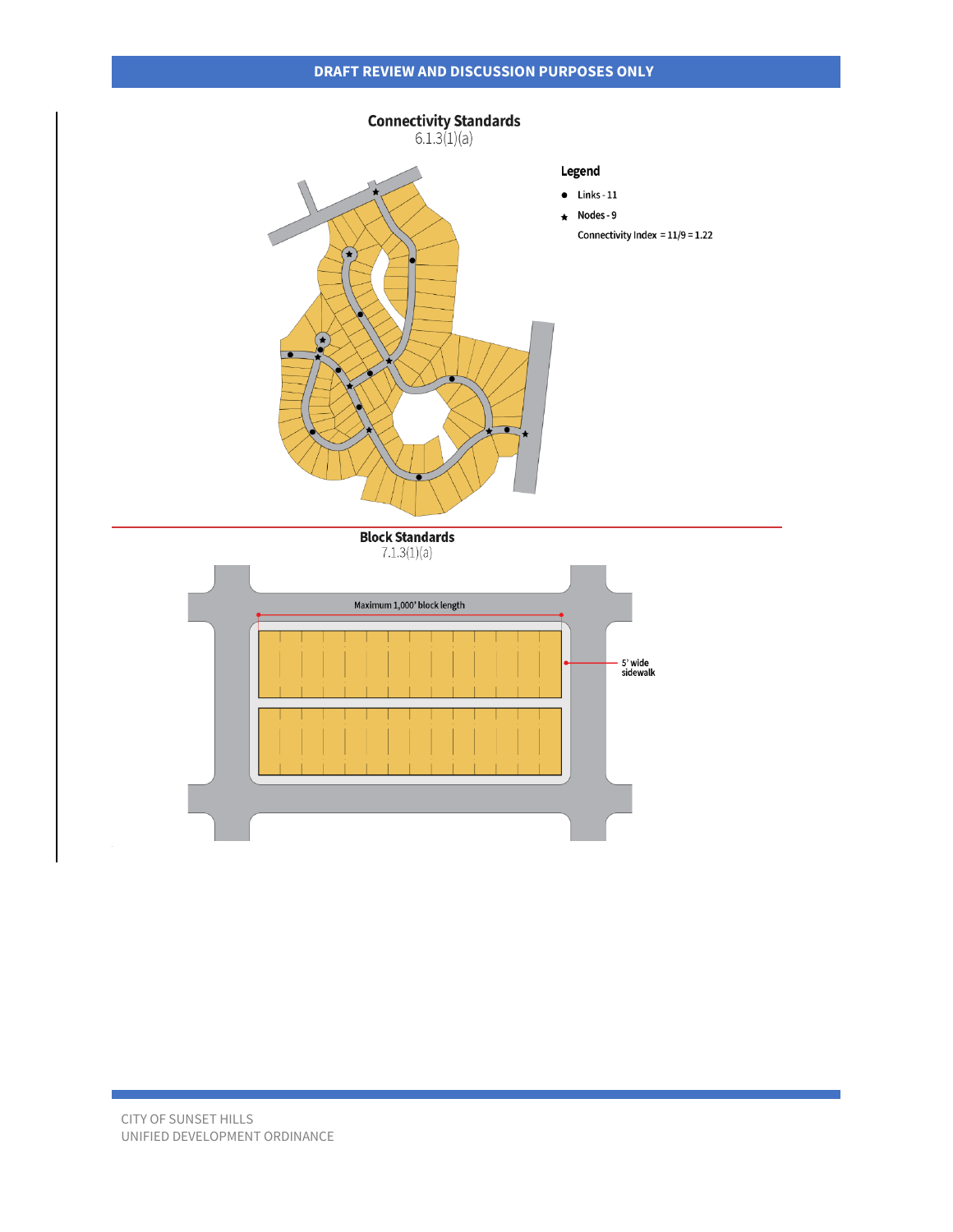## Connectivity Standards

6.1.3(1)(a)

**Legend**

- ● Links - 11
- ★ Nodes - 9

Connectivity Index = 11/9 = 1.22

## Block Standards

7.1.3(1)(a)

Maximum 1,000' block length

5' wide sidewalk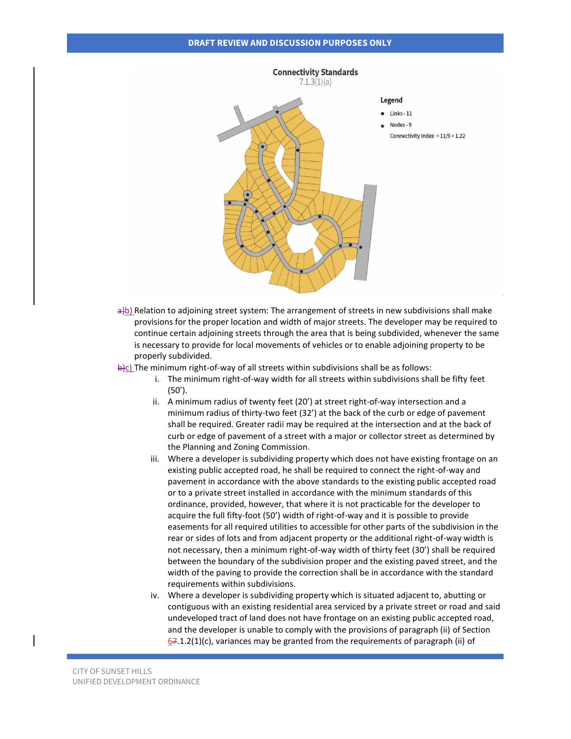Connectivity Standards
7.1.3(1)(a)

Legend
- Links - 11
- Nodes - 9

Connectivity Index = 11/9 = 1.22

a)b) Relation to adjoining street system: The arrangement of streets in new subdivisions shall make provisions for the proper location and width of major streets. The developer may be required to continue certain adjoining streets through the area that is being subdivided, whenever the same is necessary to provide for local movements of vehicles or to enable adjoining property to be properly subdivided.

b)c) The minimum right-of-way of all streets within subdivisions shall be as follows:

i. The minimum right-of-way width for all streets within subdivisions shall be fifty feet (50').

ii. A minimum radius of twenty feet (20') at street right-of-way intersection and a minimum radius of thirty-two feet (32') at the back of the curb or edge of pavement shall be required. Greater radii may be required at the intersection and at the back of curb or edge of pavement of a street with a major or collector street as determined by the Planning and Zoning Commission.

iii. Where a developer is subdividing property which does not have existing frontage on an existing public accepted road, he shall be required to connect the right-of-way and pavement in accordance with the above standards to the existing public accepted road or to a private street installed in accordance with the minimum standards of this ordinance, provided, however, that where it is not practicable for the developer to acquire the full fifty-foot (50') width of right-of-way and it is possible to provide easements for all required utilities to accessible for other parts of the subdivision in the rear or sides of lots and from adjacent property or the additional right-of-way width is not necessary, then a minimum right-of-way width of thirty feet (30') shall be required between the boundary of the subdivision proper and the existing paved street, and the width of the paving to provide the correction shall be in accordance with the standard requirements within subdivisions.

iv. Where a developer is subdividing property which is situated adjacent to, abutting or contiguous with an existing residential area serviced by a private street or road and said undeveloped tract of land does not have frontage on an existing public accepted road, and the developer is unable to comply with the provisions of paragraph (ii) of Section 67.1.2(1)(c), variances may be granted from the requirements of paragraph (ii) of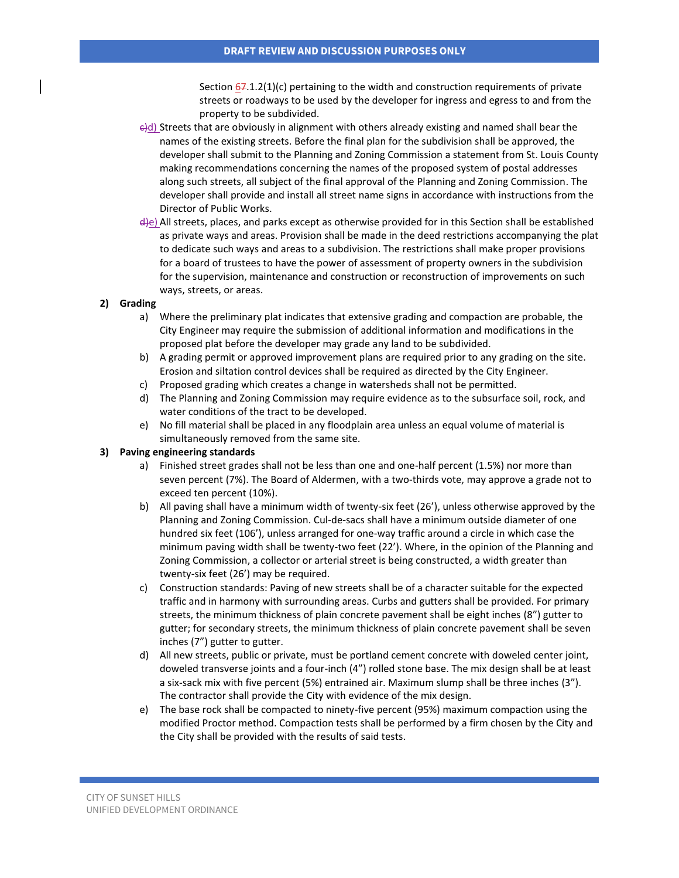Section ~~6~~7.1.2(1)(c) pertaining to the width and construction requirements of private streets or roadways to be used by the developer for ingress and egress to and from the property to be subdivided.

~~c)~~d) Streets that are obviously in alignment with others already existing and named shall bear the names of the existing streets. Before the final plan for the subdivision shall be approved, the developer shall submit to the Planning and Zoning Commission a statement from St. Louis County making recommendations concerning the names of the proposed system of postal addresses along such streets, all subject of the final approval of the Planning and Zoning Commission. The developer shall provide and install all street name signs in accordance with instructions from the Director of Public Works.

~~d)~~e) All streets, places, and parks except as otherwise provided for in this Section shall be established as private ways and areas. Provision shall be made in the deed restrictions accompanying the plat to dedicate such ways and areas to a subdivision. The restrictions shall make proper provisions for a board of trustees to have the power of assessment of property owners in the subdivision for the supervision, maintenance and construction or reconstruction of improvements on such ways, streets, or areas.

**2) Grading**

a) Where the preliminary plat indicates that extensive grading and compaction are probable, the City Engineer may require the submission of additional information and modifications in the proposed plat before the developer may grade any land to be subdivided.

b) A grading permit or approved improvement plans are required prior to any grading on the site. Erosion and siltation control devices shall be required as directed by the City Engineer.

c) Proposed grading which creates a change in watersheds shall not be permitted.

d) The Planning and Zoning Commission may require evidence as to the subsurface soil, rock, and water conditions of the tract to be developed.

e) No fill material shall be placed in any floodplain area unless an equal volume of material is simultaneously removed from the same site.

**3) Paving engineering standards**

a) Finished street grades shall not be less than one and one-half percent (1.5%) nor more than seven percent (7%). The Board of Aldermen, with a two-thirds vote, may approve a grade not to exceed ten percent (10%).

b) All paving shall have a minimum width of twenty-six feet (26'), unless otherwise approved by the Planning and Zoning Commission. Cul-de-sacs shall have a minimum outside diameter of one hundred six feet (106'), unless arranged for one-way traffic around a circle in which case the minimum paving width shall be twenty-two feet (22'). Where, in the opinion of the Planning and Zoning Commission, a collector or arterial street is being constructed, a width greater than twenty-six feet (26') may be required.

c) Construction standards: Paving of new streets shall be of a character suitable for the expected traffic and in harmony with surrounding areas. Curbs and gutters shall be provided. For primary streets, the minimum thickness of plain concrete pavement shall be eight inches (8") gutter to gutter; for secondary streets, the minimum thickness of plain concrete pavement shall be seven inches (7") gutter to gutter.

d) All new streets, public or private, must be portland cement concrete with doweled center joint, doweled transverse joints and a four-inch (4") rolled stone base. The mix design shall be at least a six-sack mix with five percent (5%) entrained air. Maximum slump shall be three inches (3"). The contractor shall provide the City with evidence of the mix design.

e) The base rock shall be compacted to ninety-five percent (95%) maximum compaction using the modified Proctor method. Compaction tests shall be performed by a firm chosen by the City and the City shall be provided with the results of said tests.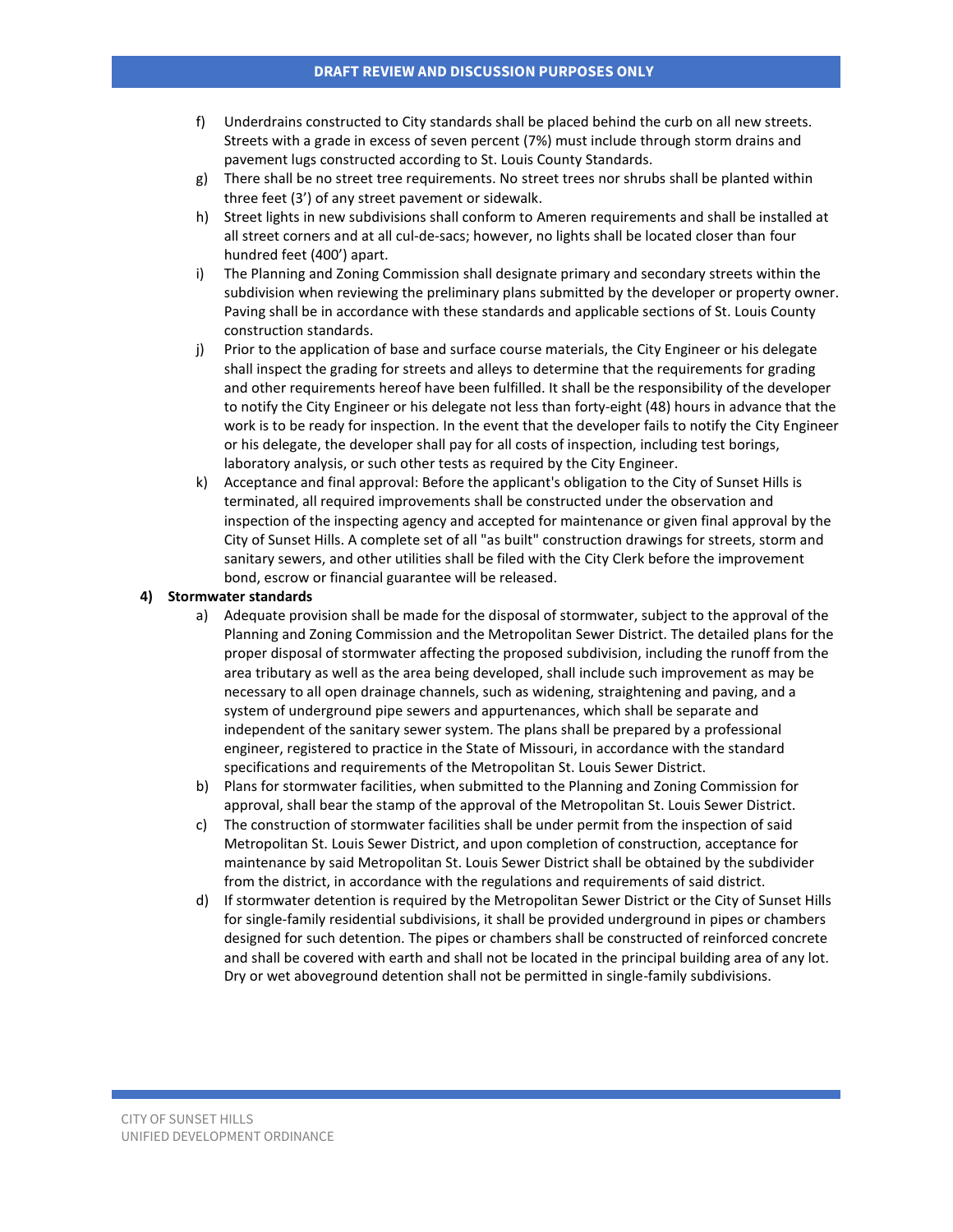f) Underdrains constructed to City standards shall be placed behind the curb on all new streets. Streets with a grade in excess of seven percent (7%) must include through storm drains and pavement lugs constructed according to St. Louis County Standards.

g) There shall be no street tree requirements. No street trees nor shrubs shall be planted within three feet (3') of any street pavement or sidewalk.

h) Street lights in new subdivisions shall conform to Ameren requirements and shall be installed at all street corners and at all cul-de-sacs; however, no lights shall be located closer than four hundred feet (400') apart.

i) The Planning and Zoning Commission shall designate primary and secondary streets within the subdivision when reviewing the preliminary plans submitted by the developer or property owner. Paving shall be in accordance with these standards and applicable sections of St. Louis County construction standards.

j) Prior to the application of base and surface course materials, the City Engineer or his delegate shall inspect the grading for streets and alleys to determine that the requirements for grading and other requirements hereof have been fulfilled. It shall be the responsibility of the developer to notify the City Engineer or his delegate not less than forty-eight (48) hours in advance that the work is to be ready for inspection. In the event that the developer fails to notify the City Engineer or his delegate, the developer shall pay for all costs of inspection, including test borings, laboratory analysis, or such other tests as required by the City Engineer.

k) Acceptance and final approval: Before the applicant's obligation to the City of Sunset Hills is terminated, all required improvements shall be constructed under the observation and inspection of the inspecting agency and accepted for maintenance or given final approval by the City of Sunset Hills. A complete set of all "as built" construction drawings for streets, storm and sanitary sewers, and other utilities shall be filed with the City Clerk before the improvement bond, escrow or financial guarantee will be released.

**4) Stormwater standards**

a) Adequate provision shall be made for the disposal of stormwater, subject to the approval of the Planning and Zoning Commission and the Metropolitan Sewer District. The detailed plans for the proper disposal of stormwater affecting the proposed subdivision, including the runoff from the area tributary as well as the area being developed, shall include such improvement as may be necessary to all open drainage channels, such as widening, straightening and paving, and a system of underground pipe sewers and appurtenances, which shall be separate and independent of the sanitary sewer system. The plans shall be prepared by a professional engineer, registered to practice in the State of Missouri, in accordance with the standard specifications and requirements of the Metropolitan St. Louis Sewer District.

b) Plans for stormwater facilities, when submitted to the Planning and Zoning Commission for approval, shall bear the stamp of the approval of the Metropolitan St. Louis Sewer District.

c) The construction of stormwater facilities shall be under permit from the inspection of said Metropolitan St. Louis Sewer District, and upon completion of construction, acceptance for maintenance by said Metropolitan St. Louis Sewer District shall be obtained by the subdivider from the district, in accordance with the regulations and requirements of said district.

d) If stormwater detention is required by the Metropolitan Sewer District or the City of Sunset Hills for single-family residential subdivisions, it shall be provided underground in pipes or chambers designed for such detention. The pipes or chambers shall be constructed of reinforced concrete and shall be covered with earth and shall not be located in the principal building area of any lot. Dry or wet aboveground detention shall not be permitted in single-family subdivisions.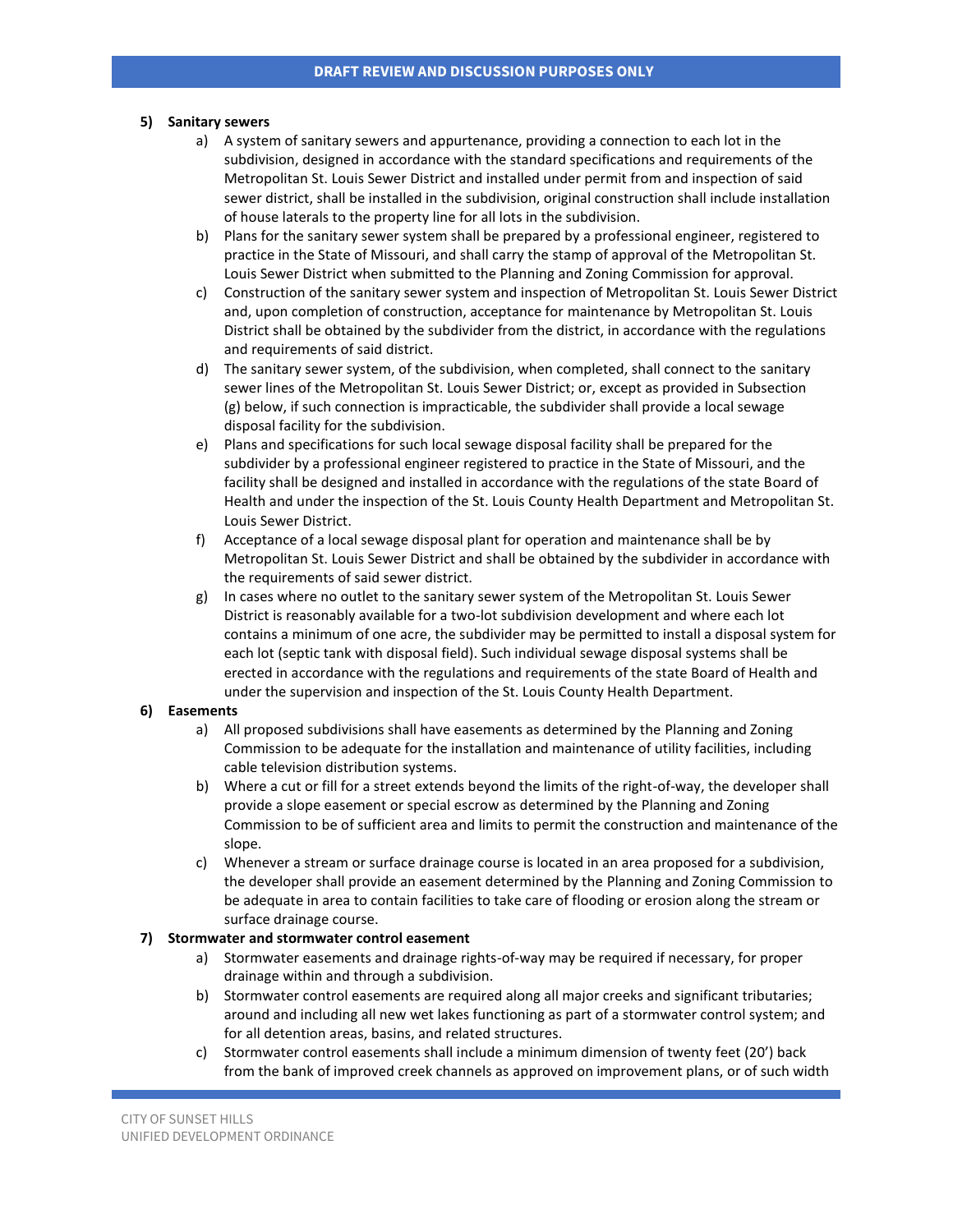**5) Sanitary sewers**

a) A system of sanitary sewers and appurtenance, providing a connection to each lot in the subdivision, designed in accordance with the standard specifications and requirements of the Metropolitan St. Louis Sewer District and installed under permit from and inspection of said sewer district, shall be installed in the subdivision, original construction shall include installation of house laterals to the property line for all lots in the subdivision.

b) Plans for the sanitary sewer system shall be prepared by a professional engineer, registered to practice in the State of Missouri, and shall carry the stamp of approval of the Metropolitan St. Louis Sewer District when submitted to the Planning and Zoning Commission for approval.

c) Construction of the sanitary sewer system and inspection of Metropolitan St. Louis Sewer District and, upon completion of construction, acceptance for maintenance by Metropolitan St. Louis District shall be obtained by the subdivider from the district, in accordance with the regulations and requirements of said district.

d) The sanitary sewer system, of the subdivision, when completed, shall connect to the sanitary sewer lines of the Metropolitan St. Louis Sewer District; or, except as provided in Subsection (g) below, if such connection is impracticable, the subdivider shall provide a local sewage disposal facility for the subdivision.

e) Plans and specifications for such local sewage disposal facility shall be prepared for the subdivider by a professional engineer registered to practice in the State of Missouri, and the facility shall be designed and installed in accordance with the regulations of the state Board of Health and under the inspection of the St. Louis County Health Department and Metropolitan St. Louis Sewer District.

f) Acceptance of a local sewage disposal plant for operation and maintenance shall be by Metropolitan St. Louis Sewer District and shall be obtained by the subdivider in accordance with the requirements of said sewer district.

g) In cases where no outlet to the sanitary sewer system of the Metropolitan St. Louis Sewer District is reasonably available for a two-lot subdivision development and where each lot contains a minimum of one acre, the subdivider may be permitted to install a disposal system for each lot (septic tank with disposal field). Such individual sewage disposal systems shall be erected in accordance with the regulations and requirements of the state Board of Health and under the supervision and inspection of the St. Louis County Health Department.

**6) Easements**

a) All proposed subdivisions shall have easements as determined by the Planning and Zoning Commission to be adequate for the installation and maintenance of utility facilities, including cable television distribution systems.

b) Where a cut or fill for a street extends beyond the limits of the right-of-way, the developer shall provide a slope easement or special escrow as determined by the Planning and Zoning Commission to be of sufficient area and limits to permit the construction and maintenance of the slope.

c) Whenever a stream or surface drainage course is located in an area proposed for a subdivision, the developer shall provide an easement determined by the Planning and Zoning Commission to be adequate in area to contain facilities to take care of flooding or erosion along the stream or surface drainage course.

**7) Stormwater and stormwater control easement**

a) Stormwater easements and drainage rights-of-way may be required if necessary, for proper drainage within and through a subdivision.

b) Stormwater control easements are required along all major creeks and significant tributaries; around and including all new wet lakes functioning as part of a stormwater control system; and for all detention areas, basins, and related structures.

c) Stormwater control easements shall include a minimum dimension of twenty feet (20') back from the bank of improved creek channels as approved on improvement plans, or of such width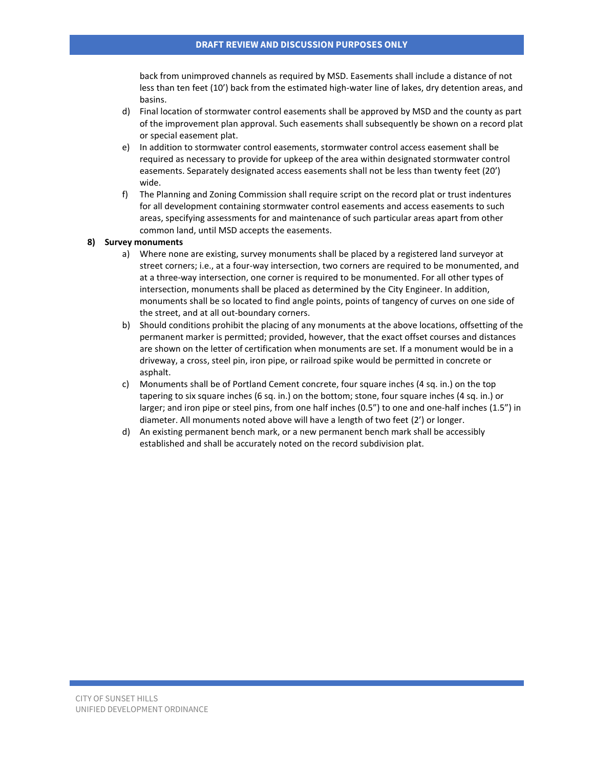back from unimproved channels as required by MSD. Easements shall include a distance of not less than ten feet (10') back from the estimated high-water line of lakes, dry detention areas, and basins.

d) Final location of stormwater control easements shall be approved by MSD and the county as part of the improvement plan approval. Such easements shall subsequently be shown on a record plat or special easement plat.

e) In addition to stormwater control easements, stormwater control access easement shall be required as necessary to provide for upkeep of the area within designated stormwater control easements. Separately designated access easements shall not be less than twenty feet (20') wide.

f) The Planning and Zoning Commission shall require script on the record plat or trust indentures for all development containing stormwater control easements and access easements to such areas, specifying assessments for and maintenance of such particular areas apart from other common land, until MSD accepts the easements.

**8) Survey monuments**

a) Where none are existing, survey monuments shall be placed by a registered land surveyor at street corners; i.e., at a four-way intersection, two corners are required to be monumented, and at a three-way intersection, one corner is required to be monumented. For all other types of intersection, monuments shall be placed as determined by the City Engineer. In addition, monuments shall be so located to find angle points, points of tangency of curves on one side of the street, and at all out-boundary corners.

b) Should conditions prohibit the placing of any monuments at the above locations, offsetting of the permanent marker is permitted; provided, however, that the exact offset courses and distances are shown on the letter of certification when monuments are set. If a monument would be in a driveway, a cross, steel pin, iron pipe, or railroad spike would be permitted in concrete or asphalt.

c) Monuments shall be of Portland Cement concrete, four square inches (4 sq. in.) on the top tapering to six square inches (6 sq. in.) on the bottom; stone, four square inches (4 sq. in.) or larger; and iron pipe or steel pins, from one half inches (0.5") to one and one-half inches (1.5") in diameter. All monuments noted above will have a length of two feet (2') or longer.

d) An existing permanent bench mark, or a new permanent bench mark shall be accessibly established and shall be accurately noted on the record subdivision plat.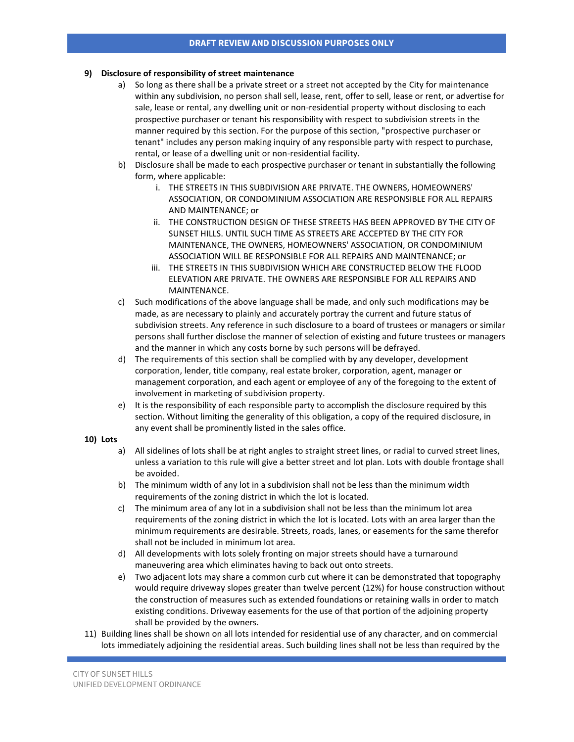**9) Disclosure of responsibility of street maintenance**

a) So long as there shall be a private street or a street not accepted by the City for maintenance within any subdivision, no person shall sell, lease, rent, offer to sell, lease or rent, or advertise for sale, lease or rental, any dwelling unit or non-residential property without disclosing to each prospective purchaser or tenant his responsibility with respect to subdivision streets in the manner required by this section. For the purpose of this section, "prospective purchaser or tenant" includes any person making inquiry of any responsible party with respect to purchase, rental, or lease of a dwelling unit or non-residential facility.

b) Disclosure shall be made to each prospective purchaser or tenant in substantially the following form, where applicable:

  i. THE STREETS IN THIS SUBDIVISION ARE PRIVATE. THE OWNERS, HOMEOWNERS' ASSOCIATION, OR CONDOMINIUM ASSOCIATION ARE RESPONSIBLE FOR ALL REPAIRS AND MAINTENANCE; or

  ii. THE CONSTRUCTION DESIGN OF THESE STREETS HAS BEEN APPROVED BY THE CITY OF SUNSET HILLS. UNTIL SUCH TIME AS STREETS ARE ACCEPTED BY THE CITY FOR MAINTENANCE, THE OWNERS, HOMEOWNERS' ASSOCIATION, OR CONDOMINIUM ASSOCIATION WILL BE RESPONSIBLE FOR ALL REPAIRS AND MAINTENANCE; or

  iii. THE STREETS IN THIS SUBDIVISION WHICH ARE CONSTRUCTED BELOW THE FLOOD ELEVATION ARE PRIVATE. THE OWNERS ARE RESPONSIBLE FOR ALL REPAIRS AND MAINTENANCE.

c) Such modifications of the above language shall be made, and only such modifications may be made, as are necessary to plainly and accurately portray the current and future status of subdivision streets. Any reference in such disclosure to a board of trustees or managers or similar persons shall further disclose the manner of selection of existing and future trustees or managers and the manner in which any costs borne by such persons will be defrayed.

d) The requirements of this section shall be complied with by any developer, development corporation, lender, title company, real estate broker, corporation, agent, manager or management corporation, and each agent or employee of any of the foregoing to the extent of involvement in marketing of subdivision property.

e) It is the responsibility of each responsible party to accomplish the disclosure required by this section. Without limiting the generality of this obligation, a copy of the required disclosure, in any event shall be prominently listed in the sales office.

**10) Lots**

a) All sidelines of lots shall be at right angles to straight street lines, or radial to curved street lines, unless a variation to this rule will give a better street and lot plan. Lots with double frontage shall be avoided.

b) The minimum width of any lot in a subdivision shall not be less than the minimum width requirements of the zoning district in which the lot is located.

c) The minimum area of any lot in a subdivision shall not be less than the minimum lot area requirements of the zoning district in which the lot is located. Lots with an area larger than the minimum requirements are desirable. Streets, roads, lanes, or easements for the same therefor shall not be included in minimum lot area.

d) All developments with lots solely fronting on major streets should have a turnaround maneuvering area which eliminates having to back out onto streets.

e) Two adjacent lots may share a common curb cut where it can be demonstrated that topography would require driveway slopes greater than twelve percent (12%) for house construction without the construction of measures such as extended foundations or retaining walls in order to match existing conditions. Driveway easements for the use of that portion of the adjoining property shall be provided by the owners.

11) Building lines shall be shown on all lots intended for residential use of any character, and on commercial lots immediately adjoining the residential areas. Such building lines shall not be less than required by the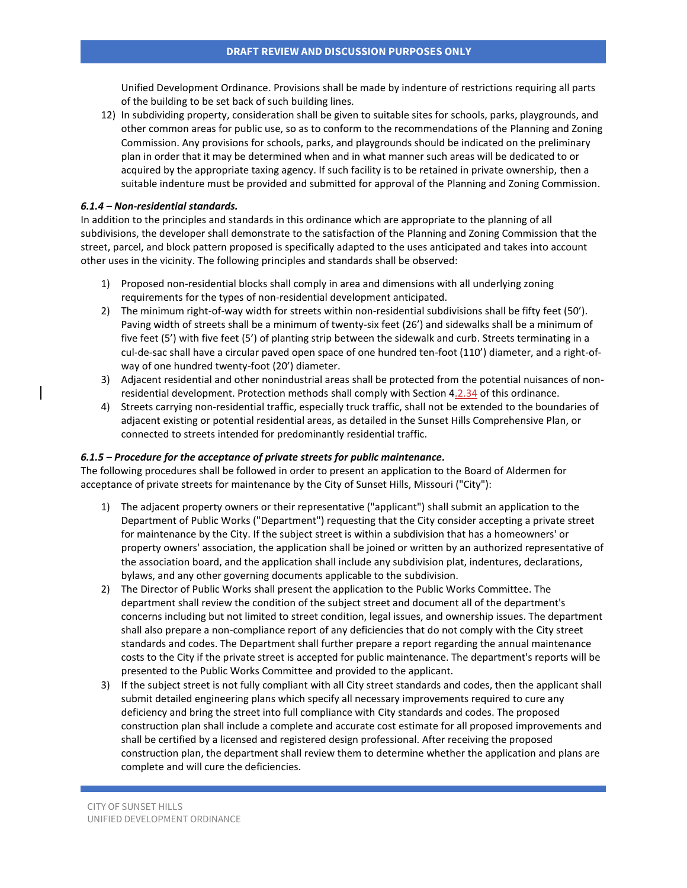Unified Development Ordinance. Provisions shall be made by indenture of restrictions requiring all parts of the building to be set back of such building lines.

12) In subdividing property, consideration shall be given to suitable sites for schools, parks, playgrounds, and other common areas for public use, so as to conform to the recommendations of the Planning and Zoning Commission. Any provisions for schools, parks, and playgrounds should be indicated on the preliminary plan in order that it may be determined when and in what manner such areas will be dedicated to or acquired by the appropriate taxing agency. If such facility is to be retained in private ownership, then a suitable indenture must be provided and submitted for approval of the Planning and Zoning Commission.

***6.1.4 – Non-residential standards.***

In addition to the principles and standards in this ordinance which are appropriate to the planning of all subdivisions, the developer shall demonstrate to the satisfaction of the Planning and Zoning Commission that the street, parcel, and block pattern proposed is specifically adapted to the uses anticipated and takes into account other uses in the vicinity. The following principles and standards shall be observed:

1) Proposed non-residential blocks shall comply in area and dimensions with all underlying zoning requirements for the types of non-residential development anticipated.
2) The minimum right-of-way width for streets within non-residential subdivisions shall be fifty feet (50'). Paving width of streets shall be a minimum of twenty-six feet (26') and sidewalks shall be a minimum of five feet (5') with five feet (5') of planting strip between the sidewalk and curb. Streets terminating in a cul-de-sac shall have a circular paved open space of one hundred ten-foot (110') diameter, and a right-of-way of one hundred twenty-foot (20') diameter.
3) Adjacent residential and other nonindustrial areas shall be protected from the potential nuisances of non-residential development. Protection methods shall comply with Section 4.2.34 of this ordinance.
4) Streets carrying non-residential traffic, especially truck traffic, shall not be extended to the boundaries of adjacent existing or potential residential areas, as detailed in the Sunset Hills Comprehensive Plan, or connected to streets intended for predominantly residential traffic.

***6.1.5 – Procedure for the acceptance of private streets for public maintenance.***

The following procedures shall be followed in order to present an application to the Board of Aldermen for acceptance of private streets for maintenance by the City of Sunset Hills, Missouri ("City"):

1) The adjacent property owners or their representative ("applicant") shall submit an application to the Department of Public Works ("Department") requesting that the City consider accepting a private street for maintenance by the City. If the subject street is within a subdivision that has a homeowners' or property owners' association, the application shall be joined or written by an authorized representative of the association board, and the application shall include any subdivision plat, indentures, declarations, bylaws, and any other governing documents applicable to the subdivision.
2) The Director of Public Works shall present the application to the Public Works Committee. The department shall review the condition of the subject street and document all of the department's concerns including but not limited to street condition, legal issues, and ownership issues. The department shall also prepare a non-compliance report of any deficiencies that do not comply with the City street standards and codes. The Department shall further prepare a report regarding the annual maintenance costs to the City if the private street is accepted for public maintenance. The department's reports will be presented to the Public Works Committee and provided to the applicant.
3) If the subject street is not fully compliant with all City street standards and codes, then the applicant shall submit detailed engineering plans which specify all necessary improvements required to cure any deficiency and bring the street into full compliance with City standards and codes. The proposed construction plan shall include a complete and accurate cost estimate for all proposed improvements and shall be certified by a licensed and registered design professional. After receiving the proposed construction plan, the department shall review them to determine whether the application and plans are complete and will cure the deficiencies.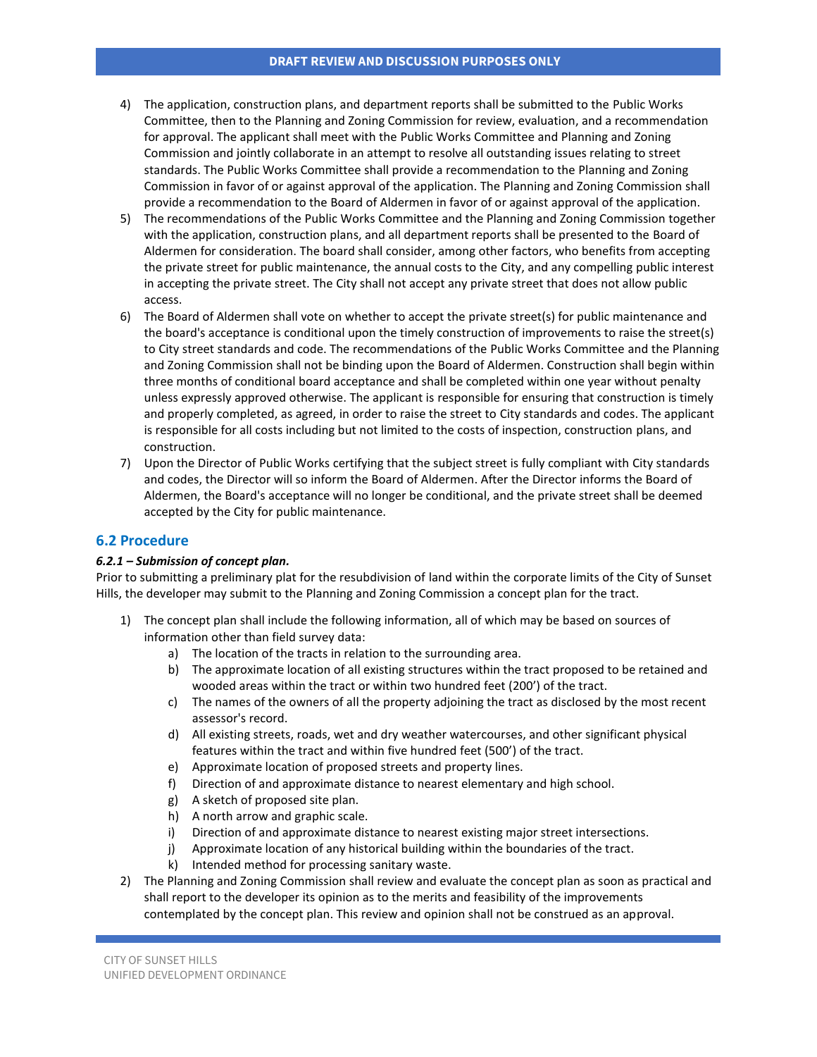4) The application, construction plans, and department reports shall be submitted to the Public Works Committee, then to the Planning and Zoning Commission for review, evaluation, and a recommendation for approval. The applicant shall meet with the Public Works Committee and Planning and Zoning Commission and jointly collaborate in an attempt to resolve all outstanding issues relating to street standards. The Public Works Committee shall provide a recommendation to the Planning and Zoning Commission in favor of or against approval of the application. The Planning and Zoning Commission shall provide a recommendation to the Board of Aldermen in favor of or against approval of the application.
5) The recommendations of the Public Works Committee and the Planning and Zoning Commission together with the application, construction plans, and all department reports shall be presented to the Board of Aldermen for consideration. The board shall consider, among other factors, who benefits from accepting the private street for public maintenance, the annual costs to the City, and any compelling public interest in accepting the private street. The City shall not accept any private street that does not allow public access.
6) The Board of Aldermen shall vote on whether to accept the private street(s) for public maintenance and the board's acceptance is conditional upon the timely construction of improvements to raise the street(s) to City street standards and code. The recommendations of the Public Works Committee and the Planning and Zoning Commission shall not be binding upon the Board of Aldermen. Construction shall begin within three months of conditional board acceptance and shall be completed within one year without penalty unless expressly approved otherwise. The applicant is responsible for ensuring that construction is timely and properly completed, as agreed, in order to raise the street to City standards and codes. The applicant is responsible for all costs including but not limited to the costs of inspection, construction plans, and construction.
7) Upon the Director of Public Works certifying that the subject street is fully compliant with City standards and codes, the Director will so inform the Board of Aldermen. After the Director informs the Board of Aldermen, the Board's acceptance will no longer be conditional, and the private street shall be deemed accepted by the City for public maintenance.

## 6.2 Procedure

***6.2.1 – Submission of concept plan.***

Prior to submitting a preliminary plat for the resubdivision of land within the corporate limits of the City of Sunset Hills, the developer may submit to the Planning and Zoning Commission a concept plan for the tract.

1) The concept plan shall include the following information, all of which may be based on sources of information other than field survey data:
    a) The location of the tracts in relation to the surrounding area.
    b) The approximate location of all existing structures within the tract proposed to be retained and wooded areas within the tract or within two hundred feet (200') of the tract.
    c) The names of the owners of all the property adjoining the tract as disclosed by the most recent assessor's record.
    d) All existing streets, roads, wet and dry weather watercourses, and other significant physical features within the tract and within five hundred feet (500') of the tract.
    e) Approximate location of proposed streets and property lines.
    f) Direction of and approximate distance to nearest elementary and high school.
    g) A sketch of proposed site plan.
    h) A north arrow and graphic scale.
    i) Direction of and approximate distance to nearest existing major street intersections.
    j) Approximate location of any historical building within the boundaries of the tract.
    k) Intended method for processing sanitary waste.
2) The Planning and Zoning Commission shall review and evaluate the concept plan as soon as practical and shall report to the developer its opinion as to the merits and feasibility of the improvements contemplated by the concept plan. This review and opinion shall not be construed as an approval.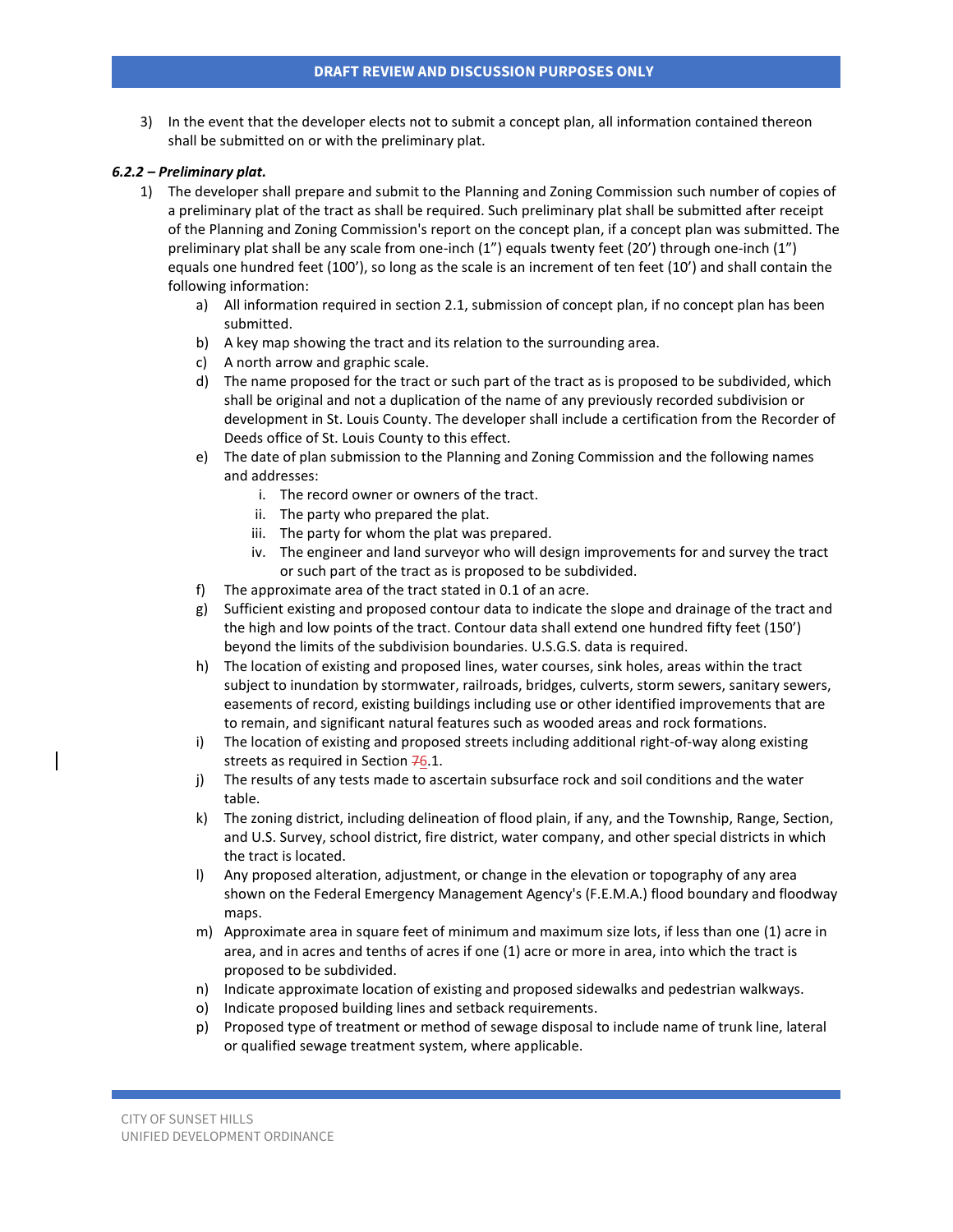3) In the event that the developer elects not to submit a concept plan, all information contained thereon shall be submitted on or with the preliminary plat.

***6.2.2 – Preliminary plat.***

1) The developer shall prepare and submit to the Planning and Zoning Commission such number of copies of a preliminary plat of the tract as shall be required. Such preliminary plat shall be submitted after receipt of the Planning and Zoning Commission's report on the concept plan, if a concept plan was submitted. The preliminary plat shall be any scale from one-inch (1") equals twenty feet (20') through one-inch (1") equals one hundred feet (100'), so long as the scale is an increment of ten feet (10') and shall contain the following information:
    a) All information required in section 2.1, submission of concept plan, if no concept plan has been submitted.
    b) A key map showing the tract and its relation to the surrounding area.
    c) A north arrow and graphic scale.
    d) The name proposed for the tract or such part of the tract as is proposed to be subdivided, which shall be original and not a duplication of the name of any previously recorded subdivision or development in St. Louis County. The developer shall include a certification from the Recorder of Deeds office of St. Louis County to this effect.
    e) The date of plan submission to the Planning and Zoning Commission and the following names and addresses:
        i. The record owner or owners of the tract.
        ii. The party who prepared the plat.
        iii. The party for whom the plat was prepared.
        iv. The engineer and land surveyor who will design improvements for and survey the tract or such part of the tract as is proposed to be subdivided.
    f) The approximate area of the tract stated in 0.1 of an acre.
    g) Sufficient existing and proposed contour data to indicate the slope and drainage of the tract and the high and low points of the tract. Contour data shall extend one hundred fifty feet (150') beyond the limits of the subdivision boundaries. U.S.G.S. data is required.
    h) The location of existing and proposed lines, water courses, sink holes, areas within the tract subject to inundation by stormwater, railroads, bridges, culverts, storm sewers, sanitary sewers, easements of record, existing buildings including use or other identified improvements that are to remain, and significant natural features such as wooded areas and rock formations.
    i) The location of existing and proposed streets including additional right-of-way along existing streets as required in Section ~~7~~6.1.
    j) The results of any tests made to ascertain subsurface rock and soil conditions and the water table.
    k) The zoning district, including delineation of flood plain, if any, and the Township, Range, Section, and U.S. Survey, school district, fire district, water company, and other special districts in which the tract is located.
    l) Any proposed alteration, adjustment, or change in the elevation or topography of any area shown on the Federal Emergency Management Agency's (F.E.M.A.) flood boundary and floodway maps.
    m) Approximate area in square feet of minimum and maximum size lots, if less than one (1) acre in area, and in acres and tenths of acres if one (1) acre or more in area, into which the tract is proposed to be subdivided.
    n) Indicate approximate location of existing and proposed sidewalks and pedestrian walkways.
    o) Indicate proposed building lines and setback requirements.
    p) Proposed type of treatment or method of sewage disposal to include name of trunk line, lateral or qualified sewage treatment system, where applicable.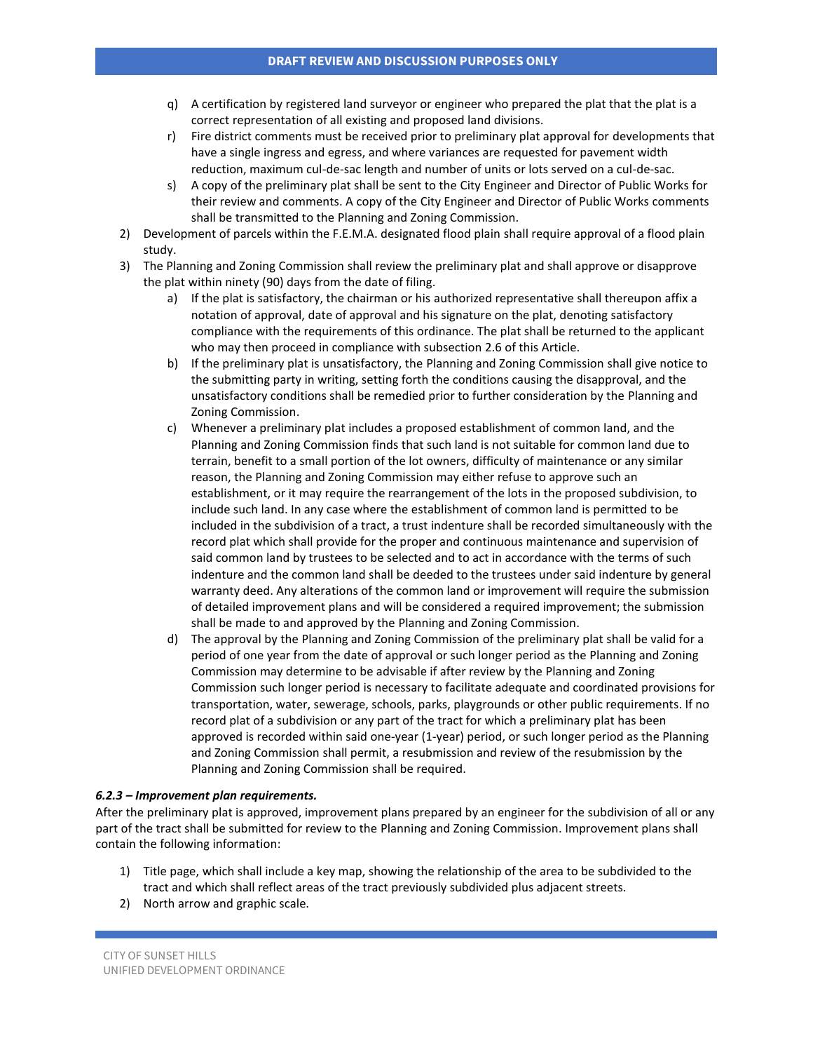q) A certification by registered land surveyor or engineer who prepared the plat that the plat is a correct representation of all existing and proposed land divisions.

r) Fire district comments must be received prior to preliminary plat approval for developments that have a single ingress and egress, and where variances are requested for pavement width reduction, maximum cul-de-sac length and number of units or lots served on a cul-de-sac.

s) A copy of the preliminary plat shall be sent to the City Engineer and Director of Public Works for their review and comments. A copy of the City Engineer and Director of Public Works comments shall be transmitted to the Planning and Zoning Commission.

2) Development of parcels within the F.E.M.A. designated flood plain shall require approval of a flood plain study.

3) The Planning and Zoning Commission shall review the preliminary plat and shall approve or disapprove the plat within ninety (90) days from the date of filing.

   a) If the plat is satisfactory, the chairman or his authorized representative shall thereupon affix a notation of approval, date of approval and his signature on the plat, denoting satisfactory compliance with the requirements of this ordinance. The plat shall be returned to the applicant who may then proceed in compliance with subsection 2.6 of this Article.

   b) If the preliminary plat is unsatisfactory, the Planning and Zoning Commission shall give notice to the submitting party in writing, setting forth the conditions causing the disapproval, and the unsatisfactory conditions shall be remedied prior to further consideration by the Planning and Zoning Commission.

   c) Whenever a preliminary plat includes a proposed establishment of common land, and the Planning and Zoning Commission finds that such land is not suitable for common land due to terrain, benefit to a small portion of the lot owners, difficulty of maintenance or any similar reason, the Planning and Zoning Commission may either refuse to approve such an establishment, or it may require the rearrangement of the lots in the proposed subdivision, to include such land. In any case where the establishment of common land is permitted to be included in the subdivision of a tract, a trust indenture shall be recorded simultaneously with the record plat which shall provide for the proper and continuous maintenance and supervision of said common land by trustees to be selected and to act in accordance with the terms of such indenture and the common land shall be deeded to the trustees under said indenture by general warranty deed. Any alterations of the common land or improvement will require the submission of detailed improvement plans and will be considered a required improvement; the submission shall be made to and approved by the Planning and Zoning Commission.

   d) The approval by the Planning and Zoning Commission of the preliminary plat shall be valid for a period of one year from the date of approval or such longer period as the Planning and Zoning Commission may determine to be advisable if after review by the Planning and Zoning Commission such longer period is necessary to facilitate adequate and coordinated provisions for transportation, water, sewerage, schools, parks, playgrounds or other public requirements. If no record plat of a subdivision or any part of the tract for which a preliminary plat has been approved is recorded within said one-year (1-year) period, or such longer period as the Planning and Zoning Commission shall permit, a resubmission and review of the resubmission by the Planning and Zoning Commission shall be required.

***6.2.3 – Improvement plan requirements.***

After the preliminary plat is approved, improvement plans prepared by an engineer for the subdivision of all or any part of the tract shall be submitted for review to the Planning and Zoning Commission. Improvement plans shall contain the following information:

1) Title page, which shall include a key map, showing the relationship of the area to be subdivided to the tract and which shall reflect areas of the tract previously subdivided plus adjacent streets.
2) North arrow and graphic scale.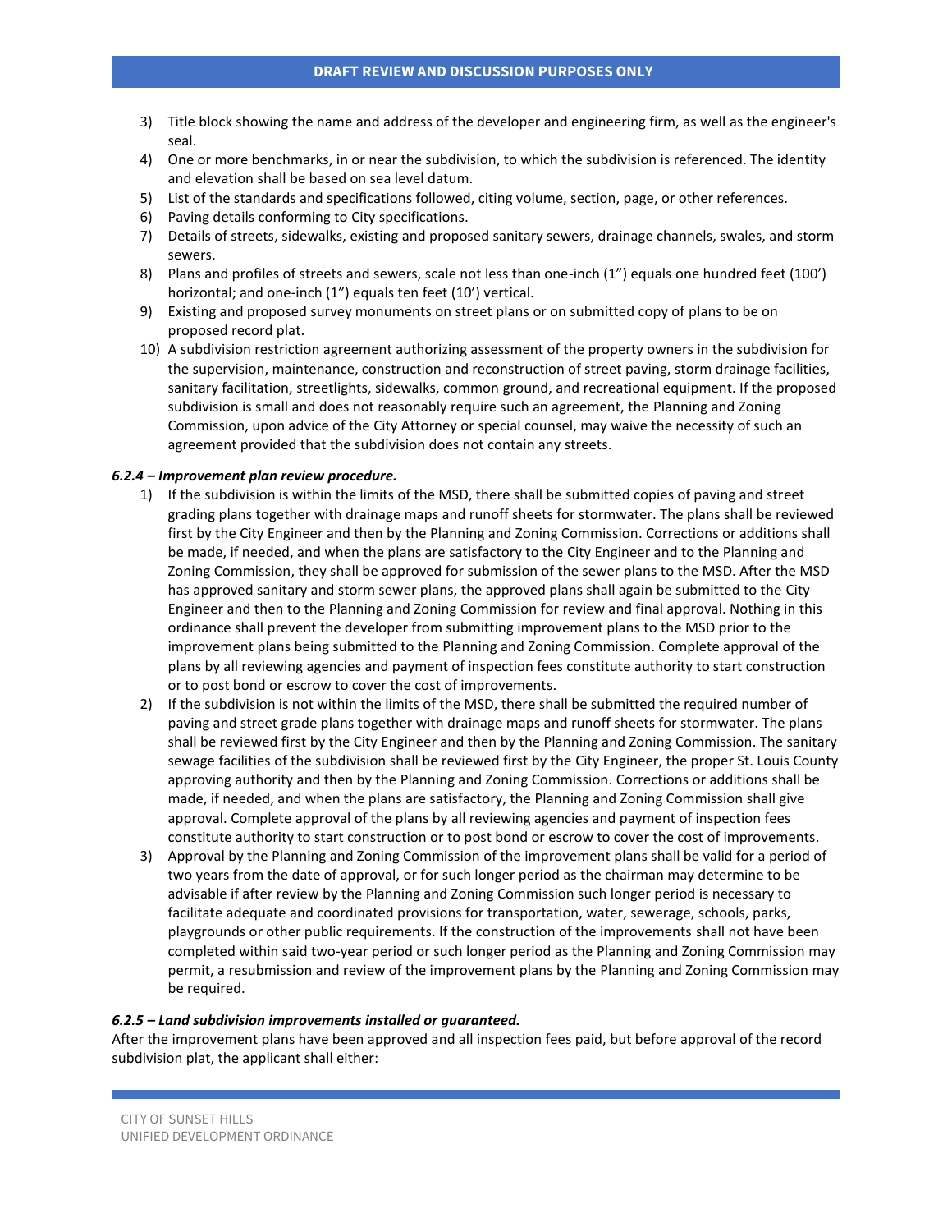3) Title block showing the name and address of the developer and engineering firm, as well as the engineer's seal.
4) One or more benchmarks, in or near the subdivision, to which the subdivision is referenced. The identity and elevation shall be based on sea level datum.
5) List of the standards and specifications followed, citing volume, section, page, or other references.
6) Paving details conforming to City specifications.
7) Details of streets, sidewalks, existing and proposed sanitary sewers, drainage channels, swales, and storm sewers.
8) Plans and profiles of streets and sewers, scale not less than one-inch (1") equals one hundred feet (100') horizontal; and one-inch (1") equals ten feet (10') vertical.
9) Existing and proposed survey monuments on street plans or on submitted copy of plans to be on proposed record plat.
10) A subdivision restriction agreement authorizing assessment of the property owners in the subdivision for the supervision, maintenance, construction and reconstruction of street paving, storm drainage facilities, sanitary facilitation, streetlights, sidewalks, common ground, and recreational equipment. If the proposed subdivision is small and does not reasonably require such an agreement, the Planning and Zoning Commission, upon advice of the City Attorney or special counsel, may waive the necessity of such an agreement provided that the subdivision does not contain any streets.

***6.2.4 – Improvement plan review procedure.***

1) If the subdivision is within the limits of the MSD, there shall be submitted copies of paving and street grading plans together with drainage maps and runoff sheets for stormwater. The plans shall be reviewed first by the City Engineer and then by the Planning and Zoning Commission. Corrections or additions shall be made, if needed, and when the plans are satisfactory to the City Engineer and to the Planning and Zoning Commission, they shall be approved for submission of the sewer plans to the MSD. After the MSD has approved sanitary and storm sewer plans, the approved plans shall again be submitted to the City Engineer and then to the Planning and Zoning Commission for review and final approval. Nothing in this ordinance shall prevent the developer from submitting improvement plans to the MSD prior to the improvement plans being submitted to the Planning and Zoning Commission. Complete approval of the plans by all reviewing agencies and payment of inspection fees constitute authority to start construction or to post bond or escrow to cover the cost of improvements.
2) If the subdivision is not within the limits of the MSD, there shall be submitted the required number of paving and street grade plans together with drainage maps and runoff sheets for stormwater. The plans shall be reviewed first by the City Engineer and then by the Planning and Zoning Commission. The sanitary sewage facilities of the subdivision shall be reviewed first by the City Engineer, the proper St. Louis County approving authority and then by the Planning and Zoning Commission. Corrections or additions shall be made, if needed, and when the plans are satisfactory, the Planning and Zoning Commission shall give approval. Complete approval of the plans by all reviewing agencies and payment of inspection fees constitute authority to start construction or to post bond or escrow to cover the cost of improvements.
3) Approval by the Planning and Zoning Commission of the improvement plans shall be valid for a period of two years from the date of approval, or for such longer period as the chairman may determine to be advisable if after review by the Planning and Zoning Commission such longer period is necessary to facilitate adequate and coordinated provisions for transportation, water, sewerage, schools, parks, playgrounds or other public requirements. If the construction of the improvements shall not have been completed within said two-year period or such longer period as the Planning and Zoning Commission may permit, a resubmission and review of the improvement plans by the Planning and Zoning Commission may be required.

***6.2.5 – Land subdivision improvements installed or guaranteed.***

After the improvement plans have been approved and all inspection fees paid, but before approval of the record subdivision plat, the applicant shall either: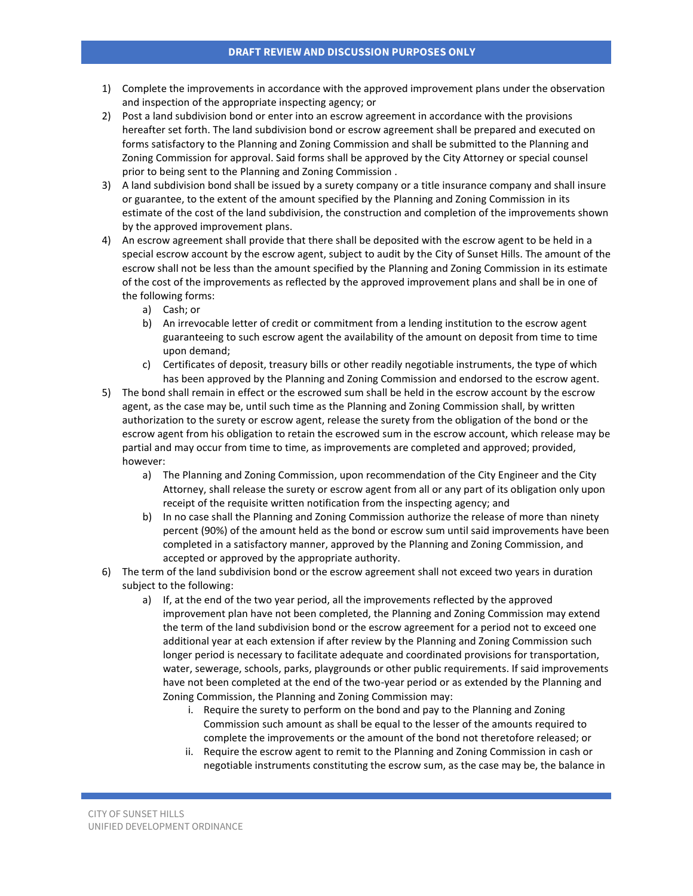1) Complete the improvements in accordance with the approved improvement plans under the observation and inspection of the appropriate inspecting agency; or
2) Post a land subdivision bond or enter into an escrow agreement in accordance with the provisions hereafter set forth. The land subdivision bond or escrow agreement shall be prepared and executed on forms satisfactory to the Planning and Zoning Commission and shall be submitted to the Planning and Zoning Commission for approval. Said forms shall be approved by the City Attorney or special counsel prior to being sent to the Planning and Zoning Commission .
3) A land subdivision bond shall be issued by a surety company or a title insurance company and shall insure or guarantee, to the extent of the amount specified by the Planning and Zoning Commission in its estimate of the cost of the land subdivision, the construction and completion of the improvements shown by the approved improvement plans.
4) An escrow agreement shall provide that there shall be deposited with the escrow agent to be held in a special escrow account by the escrow agent, subject to audit by the City of Sunset Hills. The amount of the escrow shall not be less than the amount specified by the Planning and Zoning Commission in its estimate of the cost of the improvements as reflected by the approved improvement plans and shall be in one of the following forms:
    a) Cash; or
    b) An irrevocable letter of credit or commitment from a lending institution to the escrow agent guaranteeing to such escrow agent the availability of the amount on deposit from time to time upon demand;
    c) Certificates of deposit, treasury bills or other readily negotiable instruments, the type of which has been approved by the Planning and Zoning Commission and endorsed to the escrow agent.
5) The bond shall remain in effect or the escrowed sum shall be held in the escrow account by the escrow agent, as the case may be, until such time as the Planning and Zoning Commission shall, by written authorization to the surety or escrow agent, release the surety from the obligation of the bond or the escrow agent from his obligation to retain the escrowed sum in the escrow account, which release may be partial and may occur from time to time, as improvements are completed and approved; provided, however:
    a) The Planning and Zoning Commission, upon recommendation of the City Engineer and the City Attorney, shall release the surety or escrow agent from all or any part of its obligation only upon receipt of the requisite written notification from the inspecting agency; and
    b) In no case shall the Planning and Zoning Commission authorize the release of more than ninety percent (90%) of the amount held as the bond or escrow sum until said improvements have been completed in a satisfactory manner, approved by the Planning and Zoning Commission, and accepted or approved by the appropriate authority.
6) The term of the land subdivision bond or the escrow agreement shall not exceed two years in duration subject to the following:
    a) If, at the end of the two year period, all the improvements reflected by the approved improvement plan have not been completed, the Planning and Zoning Commission may extend the term of the land subdivision bond or the escrow agreement for a period not to exceed one additional year at each extension if after review by the Planning and Zoning Commission such longer period is necessary to facilitate adequate and coordinated provisions for transportation, water, sewerage, schools, parks, playgrounds or other public requirements. If said improvements have not been completed at the end of the two-year period or as extended by the Planning and Zoning Commission, the Planning and Zoning Commission may:
        i. Require the surety to perform on the bond and pay to the Planning and Zoning Commission such amount as shall be equal to the lesser of the amounts required to complete the improvements or the amount of the bond not theretofore released; or
        ii. Require the escrow agent to remit to the Planning and Zoning Commission in cash or negotiable instruments constituting the escrow sum, as the case may be, the balance in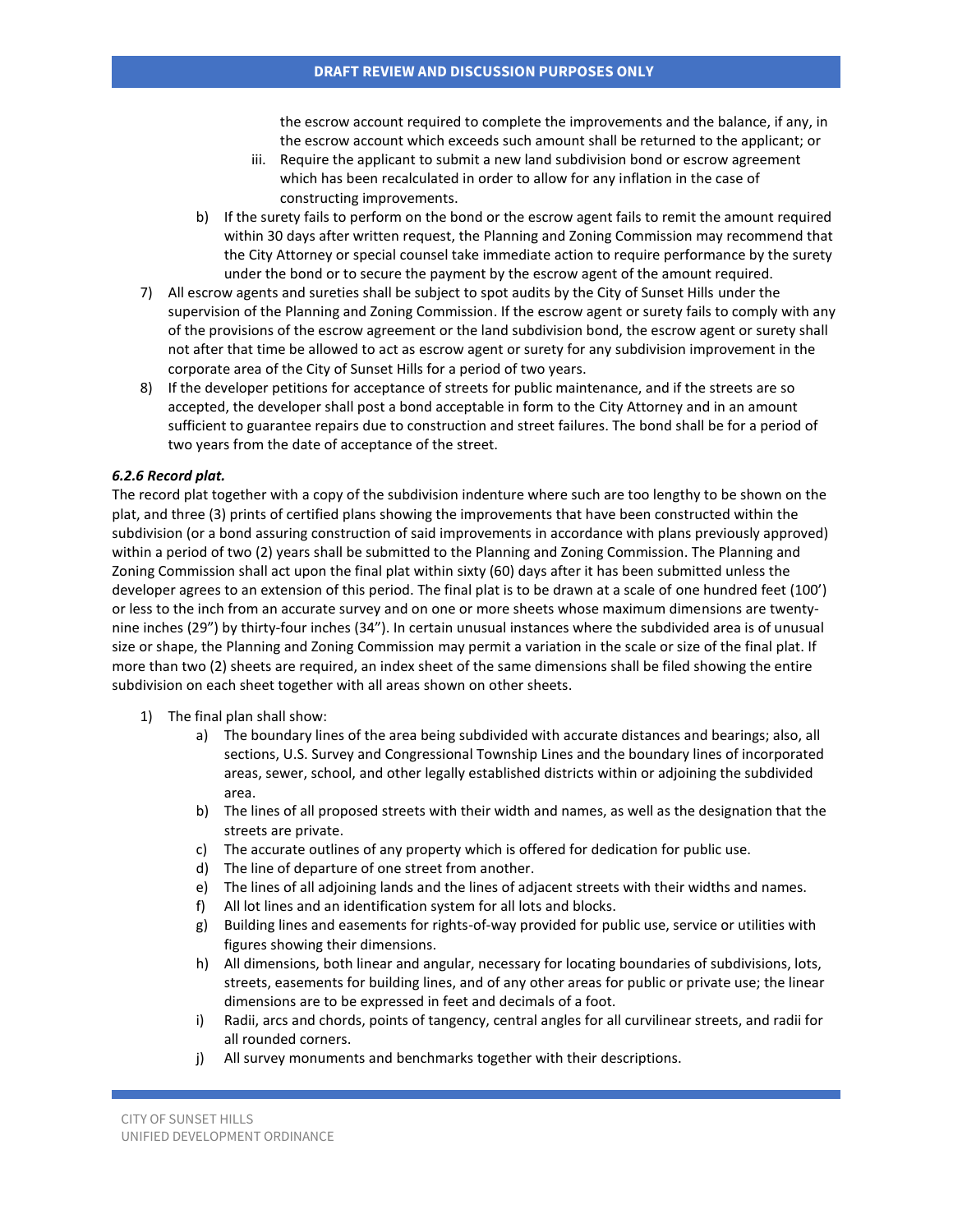the escrow account required to complete the improvements and the balance, if any, in the escrow account which exceeds such amount shall be returned to the applicant; or

   iii. Require the applicant to submit a new land subdivision bond or escrow agreement which has been recalculated in order to allow for any inflation in the case of constructing improvements.

  b) If the surety fails to perform on the bond or the escrow agent fails to remit the amount required within 30 days after written request, the Planning and Zoning Commission may recommend that the City Attorney or special counsel take immediate action to require performance by the surety under the bond or to secure the payment by the escrow agent of the amount required.

7) All escrow agents and sureties shall be subject to spot audits by the City of Sunset Hills under the supervision of the Planning and Zoning Commission. If the escrow agent or surety fails to comply with any of the provisions of the escrow agreement or the land subdivision bond, the escrow agent or surety shall not after that time be allowed to act as escrow agent or surety for any subdivision improvement in the corporate area of the City of Sunset Hills for a period of two years.

8) If the developer petitions for acceptance of streets for public maintenance, and if the streets are so accepted, the developer shall post a bond acceptable in form to the City Attorney and in an amount sufficient to guarantee repairs due to construction and street failures. The bond shall be for a period of two years from the date of acceptance of the street.

***6.2.6 Record plat.***

The record plat together with a copy of the subdivision indenture where such are too lengthy to be shown on the plat, and three (3) prints of certified plans showing the improvements that have been constructed within the subdivision (or a bond assuring construction of said improvements in accordance with plans previously approved) within a period of two (2) years shall be submitted to the Planning and Zoning Commission. The Planning and Zoning Commission shall act upon the final plat within sixty (60) days after it has been submitted unless the developer agrees to an extension of this period. The final plat is to be drawn at a scale of one hundred feet (100') or less to the inch from an accurate survey and on one or more sheets whose maximum dimensions are twenty-nine inches (29") by thirty-four inches (34"). In certain unusual instances where the subdivided area is of unusual size or shape, the Planning and Zoning Commission may permit a variation in the scale or size of the final plat. If more than two (2) sheets are required, an index sheet of the same dimensions shall be filed showing the entire subdivision on each sheet together with all areas shown on other sheets.

1) The final plan shall show:
   a) The boundary lines of the area being subdivided with accurate distances and bearings; also, all sections, U.S. Survey and Congressional Township Lines and the boundary lines of incorporated areas, sewer, school, and other legally established districts within or adjoining the subdivided area.
   b) The lines of all proposed streets with their width and names, as well as the designation that the streets are private.
   c) The accurate outlines of any property which is offered for dedication for public use.
   d) The line of departure of one street from another.
   e) The lines of all adjoining lands and the lines of adjacent streets with their widths and names.
   f) All lot lines and an identification system for all lots and blocks.
   g) Building lines and easements for rights-of-way provided for public use, service or utilities with figures showing their dimensions.
   h) All dimensions, both linear and angular, necessary for locating boundaries of subdivisions, lots, streets, easements for building lines, and of any other areas for public or private use; the linear dimensions are to be expressed in feet and decimals of a foot.
   i) Radii, arcs and chords, points of tangency, central angles for all curvilinear streets, and radii for all rounded corners.
   j) All survey monuments and benchmarks together with their descriptions.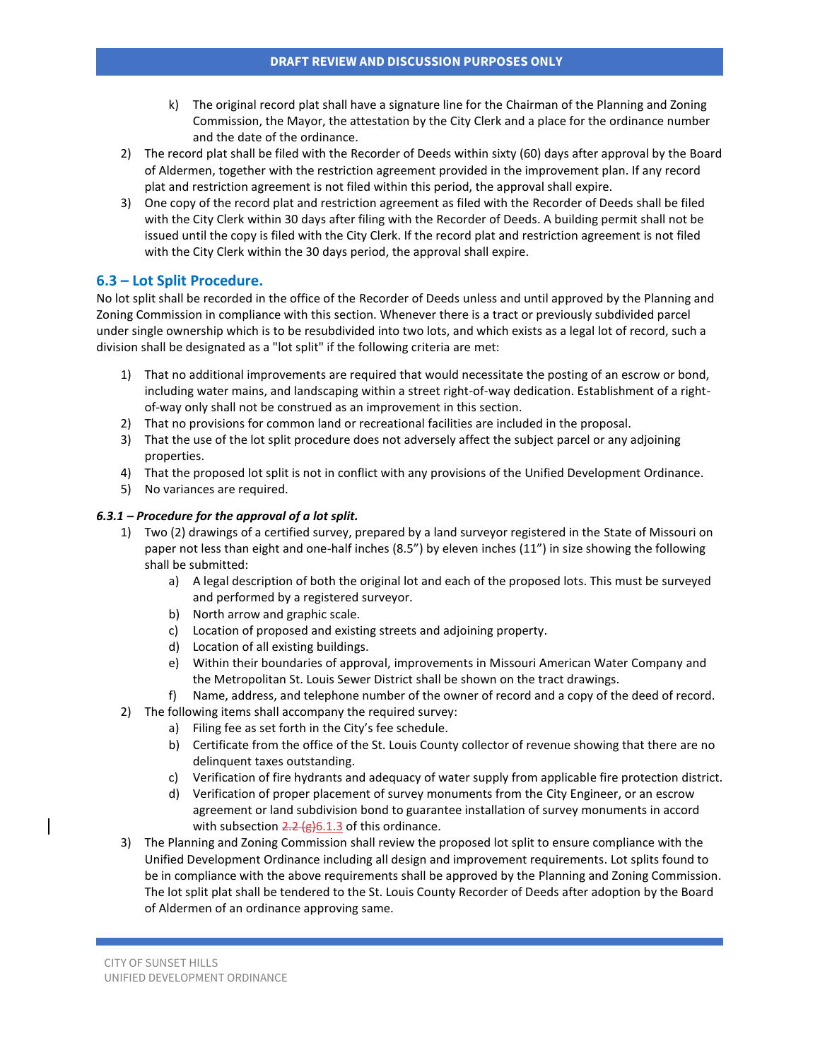k) The original record plat shall have a signature line for the Chairman of the Planning and Zoning Commission, the Mayor, the attestation by the City Clerk and a place for the ordinance number and the date of the ordinance.

2) The record plat shall be filed with the Recorder of Deeds within sixty (60) days after approval by the Board of Aldermen, together with the restriction agreement provided in the improvement plan. If any record plat and restriction agreement is not filed within this period, the approval shall expire.
3) One copy of the record plat and restriction agreement as filed with the Recorder of Deeds shall be filed with the City Clerk within 30 days after filing with the Recorder of Deeds. A building permit shall not be issued until the copy is filed with the City Clerk. If the record plat and restriction agreement is not filed with the City Clerk within the 30 days period, the approval shall expire.

## 6.3 – Lot Split Procedure.

No lot split shall be recorded in the office of the Recorder of Deeds unless and until approved by the Planning and Zoning Commission in compliance with this section. Whenever there is a tract or previously subdivided parcel under single ownership which is to be resubdivided into two lots, and which exists as a legal lot of record, such a division shall be designated as a "lot split" if the following criteria are met:

1) That no additional improvements are required that would necessitate the posting of an escrow or bond, including water mains, and landscaping within a street right-of-way dedication. Establishment of a right-of-way only shall not be construed as an improvement in this section.
2) That no provisions for common land or recreational facilities are included in the proposal.
3) That the use of the lot split procedure does not adversely affect the subject parcel or any adjoining properties.
4) That the proposed lot split is not in conflict with any provisions of the Unified Development Ordinance.
5) No variances are required.

### *6.3.1 – Procedure for the approval of a lot split.*

1) Two (2) drawings of a certified survey, prepared by a land surveyor registered in the State of Missouri on paper not less than eight and one-half inches (8.5”) by eleven inches (11”) in size showing the following shall be submitted:
   a) A legal description of both the original lot and each of the proposed lots. This must be surveyed and performed by a registered surveyor.
   b) North arrow and graphic scale.
   c) Location of proposed and existing streets and adjoining property.
   d) Location of all existing buildings.
   e) Within their boundaries of approval, improvements in Missouri American Water Company and the Metropolitan St. Louis Sewer District shall be shown on the tract drawings.
   f) Name, address, and telephone number of the owner of record and a copy of the deed of record.
2) The following items shall accompany the required survey:
   a) Filing fee as set forth in the City’s fee schedule.
   b) Certificate from the office of the St. Louis County collector of revenue showing that there are no delinquent taxes outstanding.
   c) Verification of fire hydrants and adequacy of water supply from applicable fire protection district.
   d) Verification of proper placement of survey monuments from the City Engineer, or an escrow agreement or land subdivision bond to guarantee installation of survey monuments in accord with subsection ~~2.2 (g)~~6.1.3 of this ordinance.
3) The Planning and Zoning Commission shall review the proposed lot split to ensure compliance with the Unified Development Ordinance including all design and improvement requirements. Lot splits found to be in compliance with the above requirements shall be approved by the Planning and Zoning Commission. The lot split plat shall be tendered to the St. Louis County Recorder of Deeds after adoption by the Board of Aldermen of an ordinance approving same.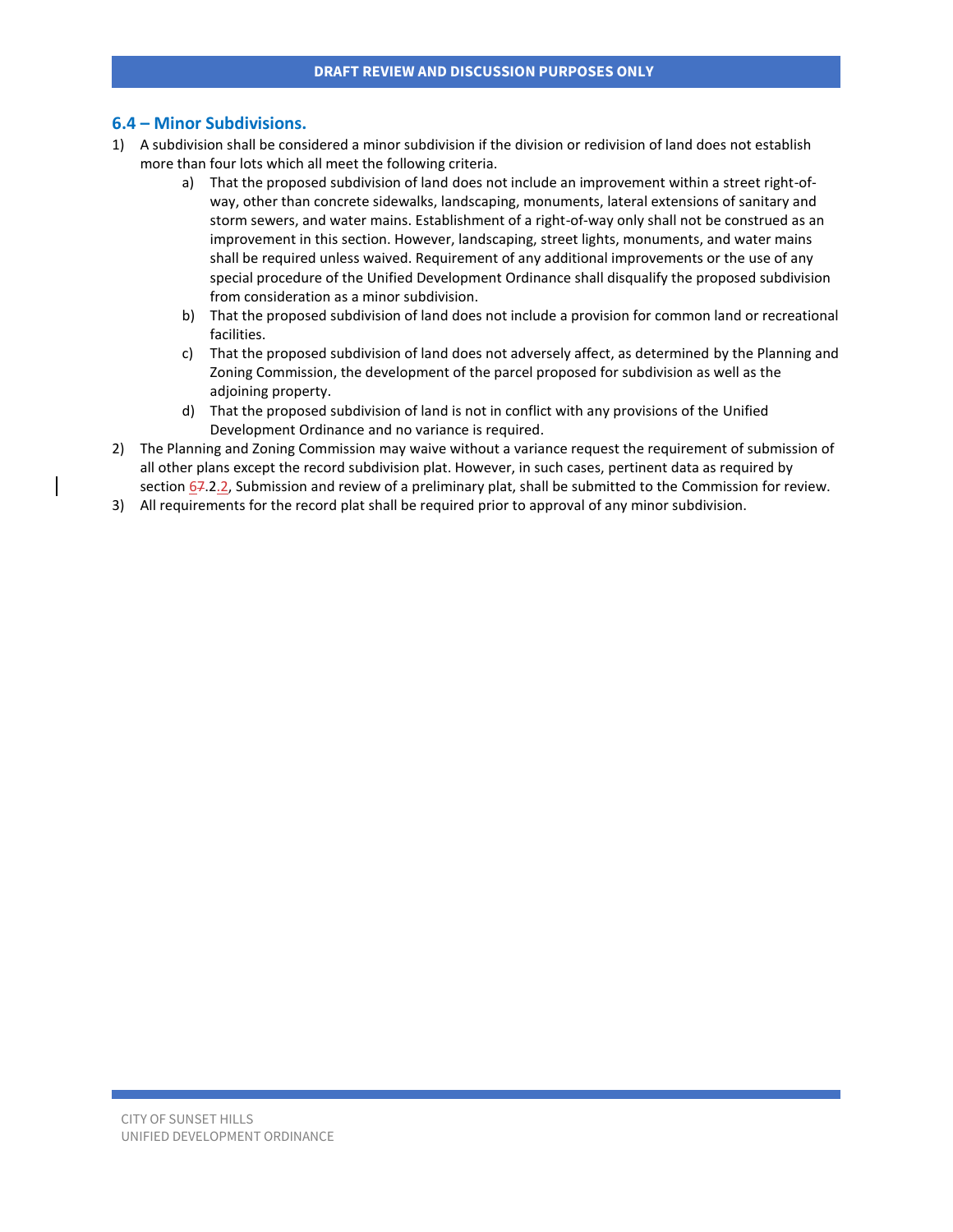## 6.4 – Minor Subdivisions.

1) A subdivision shall be considered a minor subdivision if the division or redivision of land does not establish more than four lots which all meet the following criteria.
   a) That the proposed subdivision of land does not include an improvement within a street right-of-way, other than concrete sidewalks, landscaping, monuments, lateral extensions of sanitary and storm sewers, and water mains. Establishment of a right-of-way only shall not be construed as an improvement in this section. However, landscaping, street lights, monuments, and water mains shall be required unless waived. Requirement of any additional improvements or the use of any special procedure of the Unified Development Ordinance shall disqualify the proposed subdivision from consideration as a minor subdivision.
   b) That the proposed subdivision of land does not include a provision for common land or recreational facilities.
   c) That the proposed subdivision of land does not adversely affect, as determined by the Planning and Zoning Commission, the development of the parcel proposed for subdivision as well as the adjoining property.
   d) That the proposed subdivision of land is not in conflict with any provisions of the Unified Development Ordinance and no variance is required.
2) The Planning and Zoning Commission may waive without a variance request the requirement of submission of all other plans except the record subdivision plat. However, in such cases, pertinent data as required by section 67.2.2, Submission and review of a preliminary plat, shall be submitted to the Commission for review.
3) All requirements for the record plat shall be required prior to approval of any minor subdivision.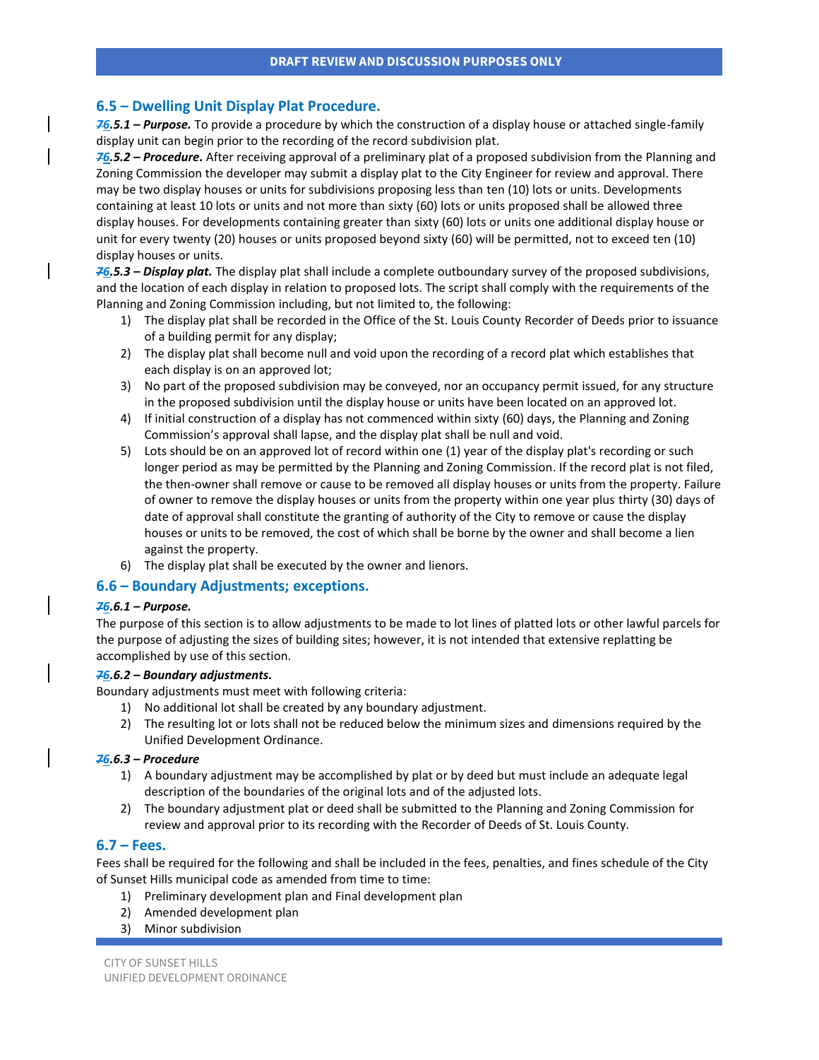## 6.5 – Dwelling Unit Display Plat Procedure.

~~7~~6.5.1 – ***Purpose.*** To provide a procedure by which the construction of a display house or attached single-family display unit can begin prior to the recording of the record subdivision plat.

~~7~~6.5.2 – ***Procedure.*** After receiving approval of a preliminary plat of a proposed subdivision from the Planning and Zoning Commission the developer may submit a display plat to the City Engineer for review and approval. There may be two display houses or units for subdivisions proposing less than ten (10) lots or units. Developments containing at least 10 lots or units and not more than sixty (60) lots or units proposed shall be allowed three display houses. For developments containing greater than sixty (60) lots or units one additional display house or unit for every twenty (20) houses or units proposed beyond sixty (60) will be permitted, not to exceed ten (10) display houses or units.

~~7~~6.5.3 – ***Display plat.*** The display plat shall include a complete outboundary survey of the proposed subdivisions, and the location of each display in relation to proposed lots. The script shall comply with the requirements of the Planning and Zoning Commission including, but not limited to, the following:

1) The display plat shall be recorded in the Office of the St. Louis County Recorder of Deeds prior to issuance of a building permit for any display;
2) The display plat shall become null and void upon the recording of a record plat which establishes that each display is on an approved lot;
3) No part of the proposed subdivision may be conveyed, nor an occupancy permit issued, for any structure in the proposed subdivision until the display house or units have been located on an approved lot.
4) If initial construction of a display has not commenced within sixty (60) days, the Planning and Zoning Commission's approval shall lapse, and the display plat shall be null and void.
5) Lots should be on an approved lot of record within one (1) year of the display plat's recording or such longer period as may be permitted by the Planning and Zoning Commission. If the record plat is not filed, the then-owner shall remove or cause to be removed all display houses or units from the property. Failure of owner to remove the display houses or units from the property within one year plus thirty (30) days of date of approval shall constitute the granting of authority of the City to remove or cause the display houses or units to be removed, the cost of which shall be borne by the owner and shall become a lien against the property.
6) The display plat shall be executed by the owner and lienors.

## 6.6 – Boundary Adjustments; exceptions.

***~~7~~6.6.1 – Purpose.***

The purpose of this section is to allow adjustments to be made to lot lines of platted lots or other lawful parcels for the purpose of adjusting the sizes of building sites; however, it is not intended that extensive replatting be accomplished by use of this section.

***~~7~~6.6.2 – Boundary adjustments.***

Boundary adjustments must meet with following criteria:

1) No additional lot shall be created by any boundary adjustment.
2) The resulting lot or lots shall not be reduced below the minimum sizes and dimensions required by the Unified Development Ordinance.

***~~7~~6.6.3 – Procedure***

1) A boundary adjustment may be accomplished by plat or by deed but must include an adequate legal description of the boundaries of the original lots and of the adjusted lots.
2) The boundary adjustment plat or deed shall be submitted to the Planning and Zoning Commission for review and approval prior to its recording with the Recorder of Deeds of St. Louis County.

## 6.7 – Fees.

Fees shall be required for the following and shall be included in the fees, penalties, and fines schedule of the City of Sunset Hills municipal code as amended from time to time:

1) Preliminary development plan and Final development plan
2) Amended development plan
3) Minor subdivision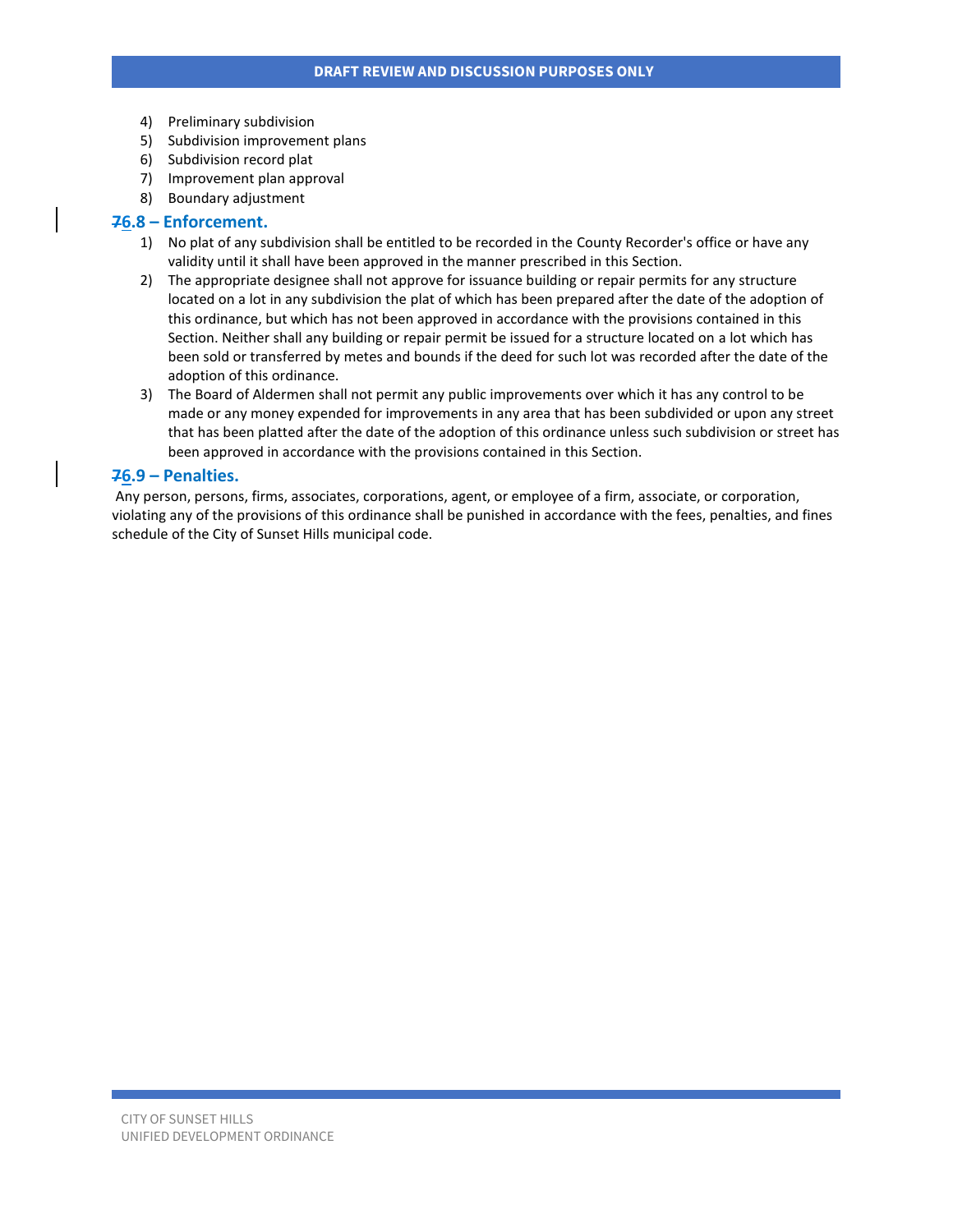4) Preliminary subdivision
5) Subdivision improvement plans
6) Subdivision record plat
7) Improvement plan approval
8) Boundary adjustment

### ~~7~~6.8 – Enforcement.

1) No plat of any subdivision shall be entitled to be recorded in the County Recorder's office or have any validity until it shall have been approved in the manner prescribed in this Section.
2) The appropriate designee shall not approve for issuance building or repair permits for any structure located on a lot in any subdivision the plat of which has been prepared after the date of the adoption of this ordinance, but which has not been approved in accordance with the provisions contained in this Section. Neither shall any building or repair permit be issued for a structure located on a lot which has been sold or transferred by metes and bounds if the deed for such lot was recorded after the date of the adoption of this ordinance.
3) The Board of Aldermen shall not permit any public improvements over which it has any control to be made or any money expended for improvements in any area that has been subdivided or upon any street that has been platted after the date of the adoption of this ordinance unless such subdivision or street has been approved in accordance with the provisions contained in this Section.

### ~~7~~6.9 – Penalties.

Any person, persons, firms, associates, corporations, agent, or employee of a firm, associate, or corporation, violating any of the provisions of this ordinance shall be punished in accordance with the fees, penalties, and fines schedule of the City of Sunset Hills municipal code.